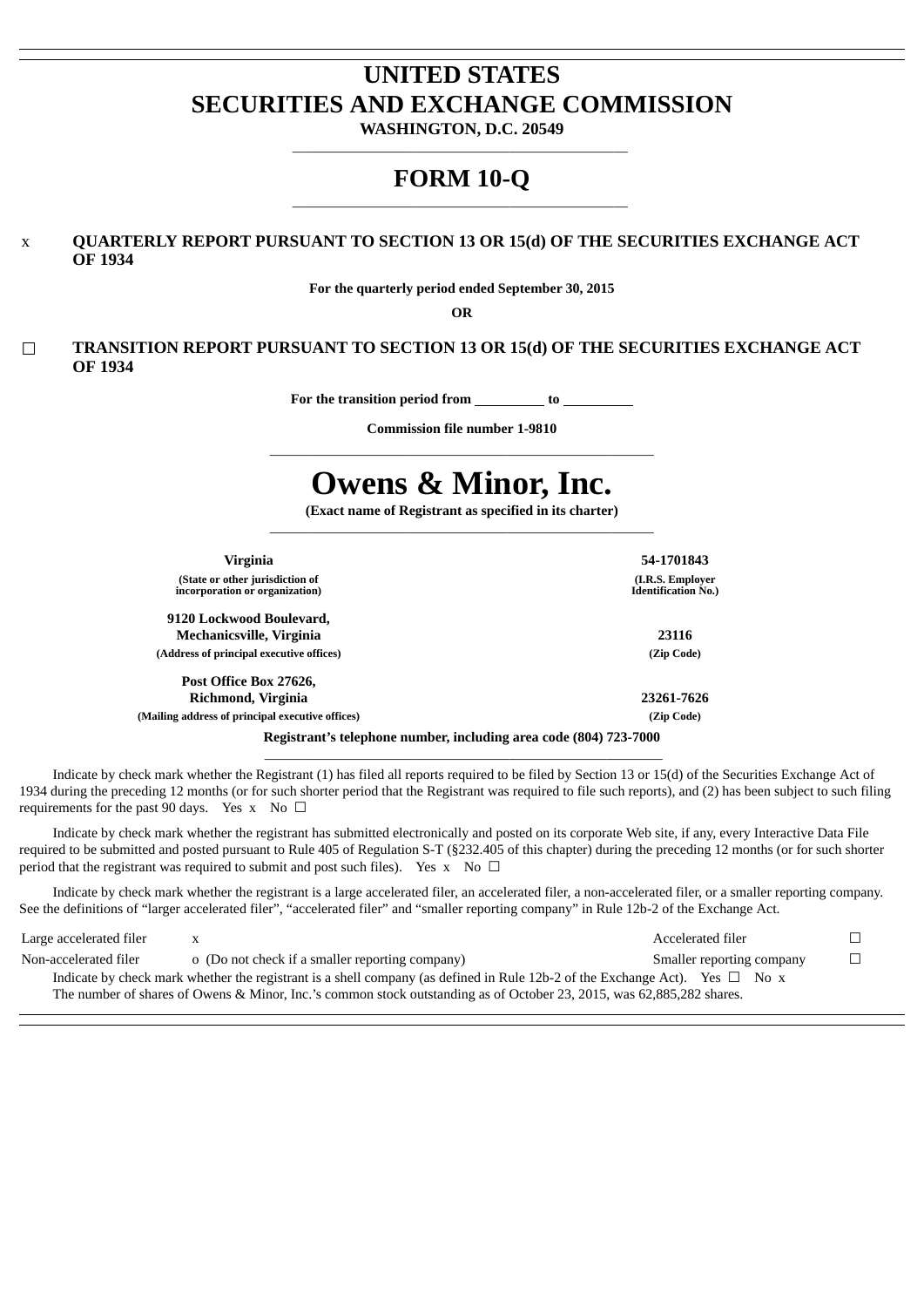# UNITED STATES
# SECURITIES AND EXCHANGE COMMISSION

**WASHINGTON, D.C. 20549**

---

# FORM 10-Q

---

x **QUARTERLY REPORT PURSUANT TO SECTION 13 OR 15(d) OF THE SECURITIES EXCHANGE ACT OF 1934**

**For the quarterly period ended September 30, 2015**

**OR**

☐ **TRANSITION REPORT PURSUANT TO SECTION 13 OR 15(d) OF THE SECURITIES EXCHANGE ACT OF 1934**

**For the transition period from \_\_\_\_\_\_\_\_\_\_ to \_\_\_\_\_\_\_\_\_\_**

**Commission file number 1-9810**

---

# Owens & Minor, Inc.

**(Exact name of Registrant as specified in its charter)**

---

| | |
|---|---|
| **Virginia** | **54-1701843** |
| **(State or other jurisdiction of incorporation or organization)** | **(I.R.S. Employer Identification No.)** |
| **9120 Lockwood Boulevard, Mechanicsville, Virginia** | **23116** |
| **(Address of principal executive offices)** | **(Zip Code)** |
| **Post Office Box 27626, Richmond, Virginia** | **23261-7626** |
| **(Mailing address of principal executive offices)** | **(Zip Code)** |

**Registrant's telephone number, including area code (804) 723-7000**

---

Indicate by check mark whether the Registrant (1) has filed all reports required to be filed by Section 13 or 15(d) of the Securities Exchange Act of 1934 during the preceding 12 months (or for such shorter period that the Registrant was required to file such reports), and (2) has been subject to such filing requirements for the past 90 days. Yes x No ☐

Indicate by check mark whether the registrant has submitted electronically and posted on its corporate Web site, if any, every Interactive Data File required to be submitted and posted pursuant to Rule 405 of Regulation S-T (§232.405 of this chapter) during the preceding 12 months (or for such shorter period that the registrant was required to submit and post such files). Yes x No ☐

Indicate by check mark whether the registrant is a large accelerated filer, an accelerated filer, a non-accelerated filer, or a smaller reporting company. See the definitions of "larger accelerated filer", "accelerated filer" and "smaller reporting company" in Rule 12b-2 of the Exchange Act.

| | | | |
|---|---|---|---|
| Large accelerated filer | x | Accelerated filer | ☐ |
| Non-accelerated filer | o (Do not check if a smaller reporting company) | Smaller reporting company | ☐ |

Indicate by check mark whether the registrant is a shell company (as defined in Rule 12b-2 of the Exchange Act). Yes ☐ No x

The number of shares of Owens & Minor, Inc.'s common stock outstanding as of October 23, 2015, was 62,885,282 shares.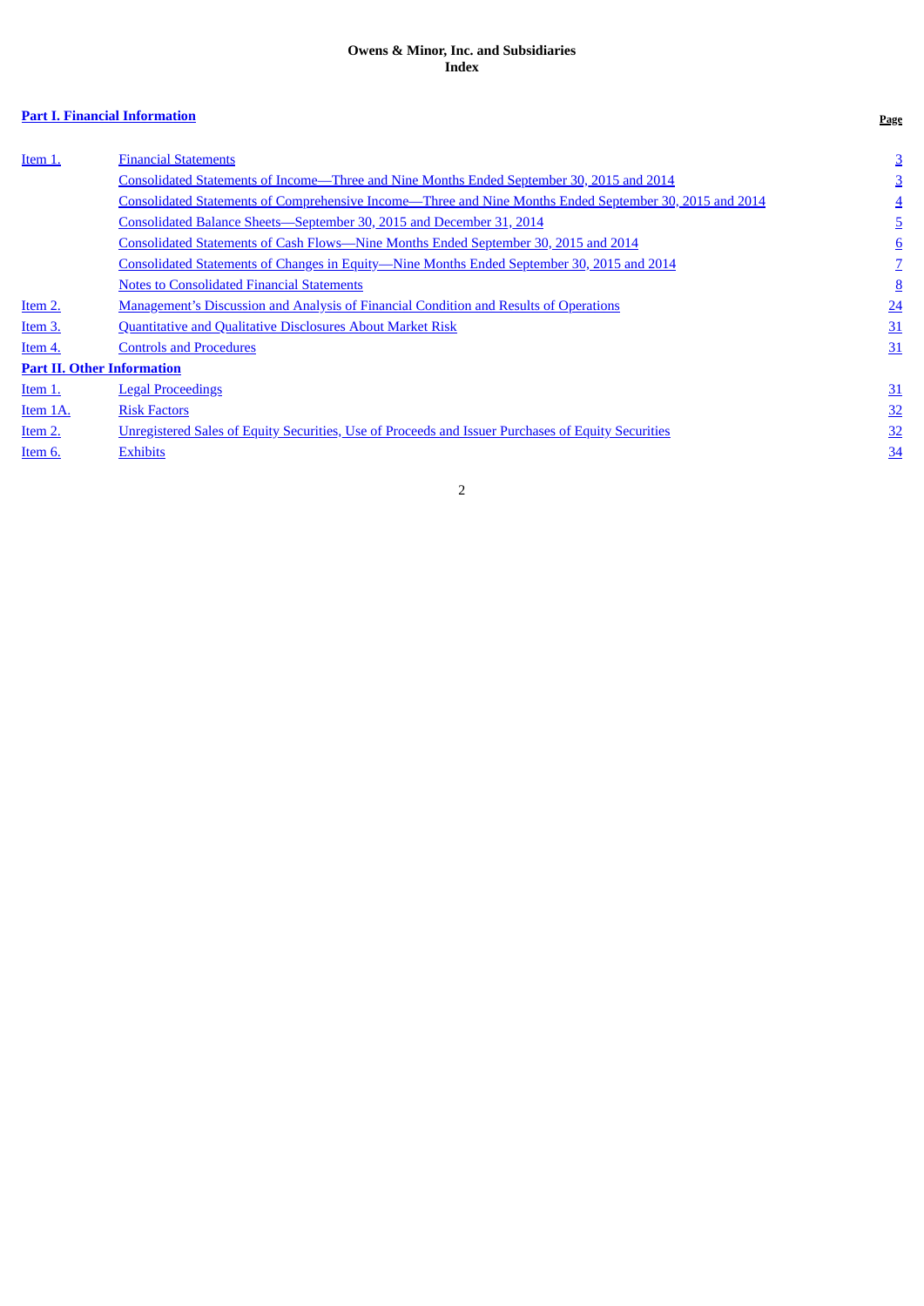**Owens & Minor, Inc. and Subsidiaries**
**Index**

| **Part I. Financial Information** | | **Page** |
|---|---|---|
| Item 1. | Financial Statements | 3 |
| | Consolidated Statements of Income—Three and Nine Months Ended September 30, 2015 and 2014 | 3 |
| | Consolidated Statements of Comprehensive Income—Three and Nine Months Ended September 30, 2015 and 2014 | 4 |
| | Consolidated Balance Sheets—September 30, 2015 and December 31, 2014 | 5 |
| | Consolidated Statements of Cash Flows—Nine Months Ended September 30, 2015 and 2014 | 6 |
| | Consolidated Statements of Changes in Equity—Nine Months Ended September 30, 2015 and 2014 | 7 |
| | Notes to Consolidated Financial Statements | 8 |
| Item 2. | Management's Discussion and Analysis of Financial Condition and Results of Operations | 24 |
| Item 3. | Quantitative and Qualitative Disclosures About Market Risk | 31 |
| Item 4. | Controls and Procedures | 31 |
| **Part II. Other Information** | | |
| Item 1. | Legal Proceedings | 31 |
| Item 1A. | Risk Factors | 32 |
| Item 2. | Unregistered Sales of Equity Securities, Use of Proceeds and Issuer Purchases of Equity Securities | 32 |
| Item 6. | Exhibits | 34 |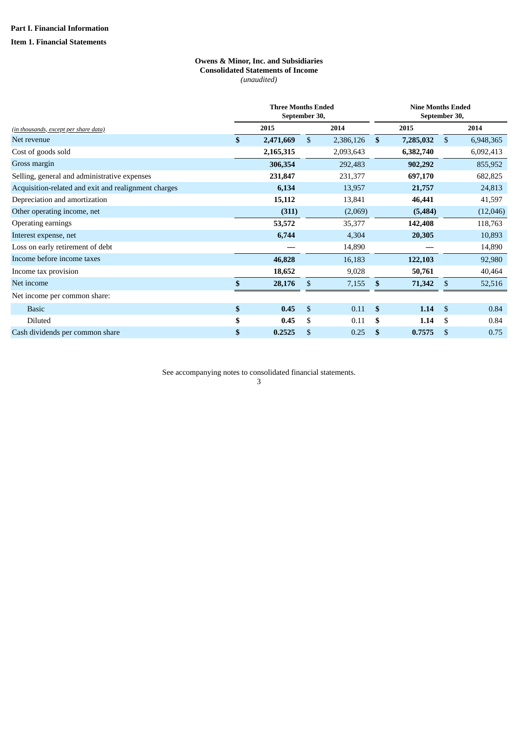**Part I. Financial Information**

**Item 1. Financial Statements**

**Owens & Minor, Inc. and Subsidiaries**
**Consolidated Statements of Income**
*(unaudited)*

| *(in thousands, except per share data)* | Three Months Ended September 30, 2015 | Three Months Ended September 30, 2014 | Nine Months Ended September 30, 2015 | Nine Months Ended September 30, 2014 |
|---|---|---|---|---|
| Net revenue | **$ 2,471,669** | $ 2,386,126 | **$ 7,285,032** | $ 6,948,365 |
| Cost of goods sold | **2,165,315** | 2,093,643 | **6,382,740** | 6,092,413 |
| Gross margin | **306,354** | 292,483 | **902,292** | 855,952 |
| Selling, general and administrative expenses | **231,847** | 231,377 | **697,170** | 682,825 |
| Acquisition-related and exit and realignment charges | **6,134** | 13,957 | **21,757** | 24,813 |
| Depreciation and amortization | **15,112** | 13,841 | **46,441** | 41,597 |
| Other operating income, net | **(311)** | (2,069) | **(5,484)** | (12,046) |
| Operating earnings | **53,572** | 35,377 | **142,408** | 118,763 |
| Interest expense, net | **6,744** | 4,304 | **20,305** | 10,893 |
| Loss on early retirement of debt | **—** | 14,890 | **—** | 14,890 |
| Income before income taxes | **46,828** | 16,183 | **122,103** | 92,980 |
| Income tax provision | **18,652** | 9,028 | **50,761** | 40,464 |
| Net income | **$ 28,176** | $ 7,155 | **$ 71,342** | $ 52,516 |
| Net income per common share: | | | | |
| Basic | **$ 0.45** | $ 0.11 | **$ 1.14** | $ 0.84 |
| Diluted | **$ 0.45** | $ 0.11 | **$ 1.14** | $ 0.84 |
| Cash dividends per common share | **$ 0.2525** | $ 0.25 | **$ 0.7575** | $ 0.75 |

See accompanying notes to consolidated financial statements.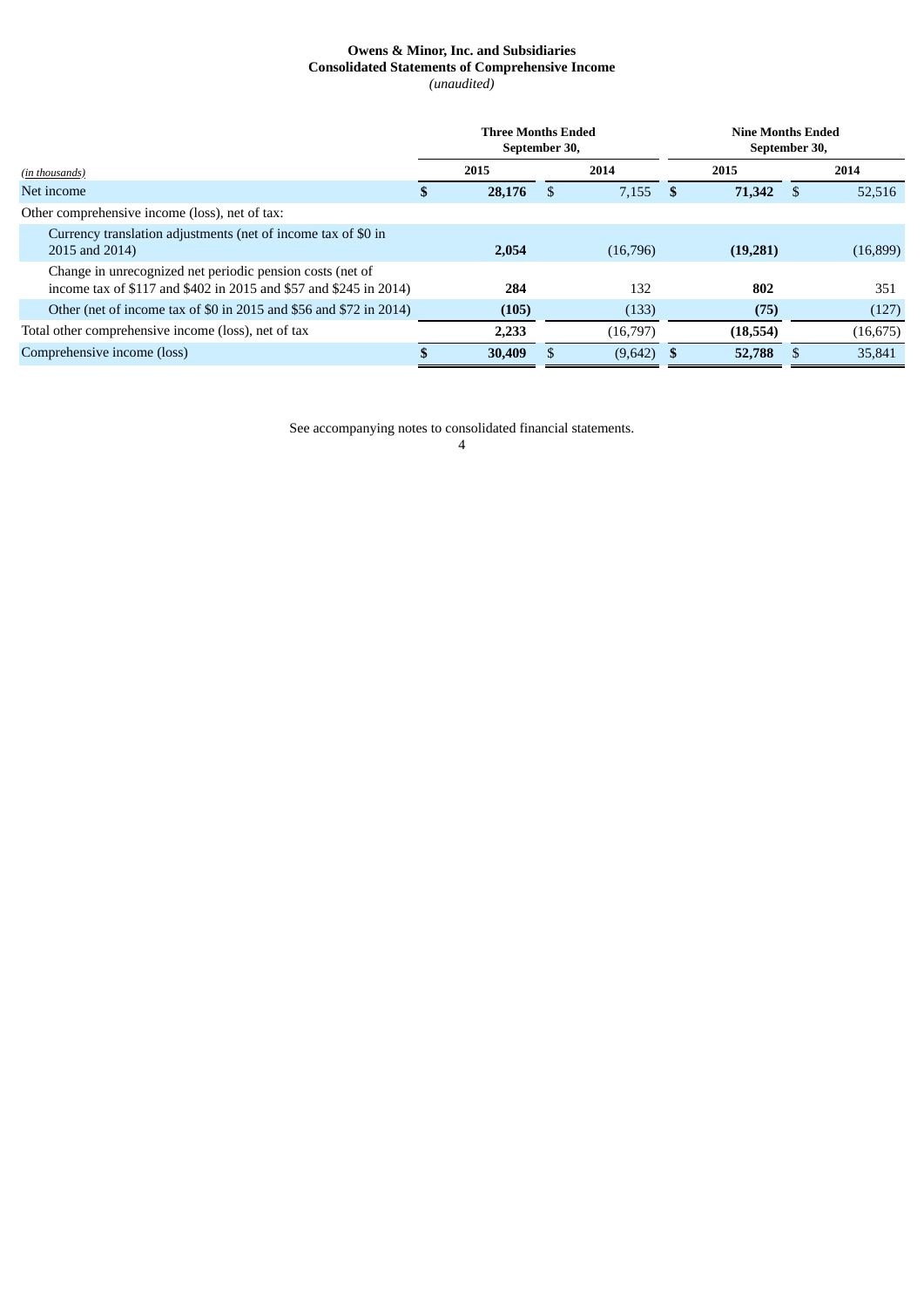**Owens & Minor, Inc. and Subsidiaries**
**Consolidated Statements of Comprehensive Income**
*(unaudited)*

| *(in thousands)* | Three Months Ended September 30, 2015 | Three Months Ended September 30, 2014 | Nine Months Ended September 30, 2015 | Nine Months Ended September 30, 2014 |
|---|---|---|---|---|
| Net income | **$ 28,176** | $ 7,155 | **$ 71,342** | $ 52,516 |
| Other comprehensive income (loss), net of tax: | | | | |
| Currency translation adjustments (net of income tax of $0 in 2015 and 2014) | **2,054** | (16,796) | **(19,281)** | (16,899) |
| Change in unrecognized net periodic pension costs (net of income tax of $117 and $402 in 2015 and $57 and $245 in 2014) | **284** | 132 | **802** | 351 |
| Other (net of income tax of $0 in 2015 and $56 and $72 in 2014) | **(105)** | (133) | **(75)** | (127) |
| Total other comprehensive income (loss), net of tax | **2,233** | (16,797) | **(18,554)** | (16,675) |
| Comprehensive income (loss) | **$ 30,409** | $ (9,642) | **$ 52,788** | $ 35,841 |

See accompanying notes to consolidated financial statements.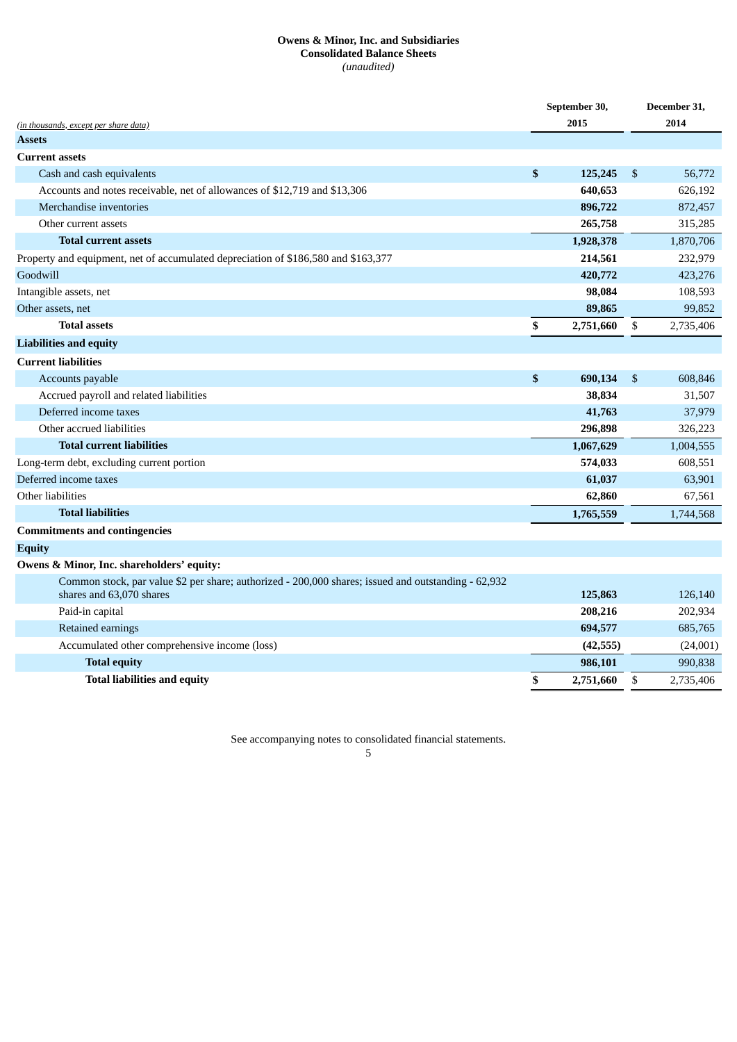**Owens & Minor, Inc. and Subsidiaries**
**Consolidated Balance Sheets**
*(unaudited)*

| *(in thousands, except per share data)* | September 30, 2015 | December 31, 2014 |
|---|---|---|
| **Assets** | | |
| **Current assets** | | |
| Cash and cash equivalents | **$ 125,245** | $ 56,772 |
| Accounts and notes receivable, net of allowances of $12,719 and $13,306 | **640,653** | 626,192 |
| Merchandise inventories | **896,722** | 872,457 |
| Other current assets | **265,758** | 315,285 |
| **Total current assets** | **1,928,378** | 1,870,706 |
| Property and equipment, net of accumulated depreciation of $186,580 and $163,377 | **214,561** | 232,979 |
| Goodwill | **420,772** | 423,276 |
| Intangible assets, net | **98,084** | 108,593 |
| Other assets, net | **89,865** | 99,852 |
| **Total assets** | **$ 2,751,660** | $ 2,735,406 |
| **Liabilities and equity** | | |
| **Current liabilities** | | |
| Accounts payable | **$ 690,134** | $ 608,846 |
| Accrued payroll and related liabilities | **38,834** | 31,507 |
| Deferred income taxes | **41,763** | 37,979 |
| Other accrued liabilities | **296,898** | 326,223 |
| **Total current liabilities** | **1,067,629** | 1,004,555 |
| Long-term debt, excluding current portion | **574,033** | 608,551 |
| Deferred income taxes | **61,037** | 63,901 |
| Other liabilities | **62,860** | 67,561 |
| **Total liabilities** | **1,765,559** | 1,744,568 |
| **Commitments and contingencies** | | |
| **Equity** | | |
| **Owens & Minor, Inc. shareholders' equity:** | | |
| Common stock, par value $2 per share; authorized - 200,000 shares; issued and outstanding - 62,932 shares and 63,070 shares | **125,863** | 126,140 |
| Paid-in capital | **208,216** | 202,934 |
| Retained earnings | **694,577** | 685,765 |
| Accumulated other comprehensive income (loss) | **(42,555)** | (24,001) |
| **Total equity** | **986,101** | 990,838 |
| **Total liabilities and equity** | **$ 2,751,660** | $ 2,735,406 |

See accompanying notes to consolidated financial statements.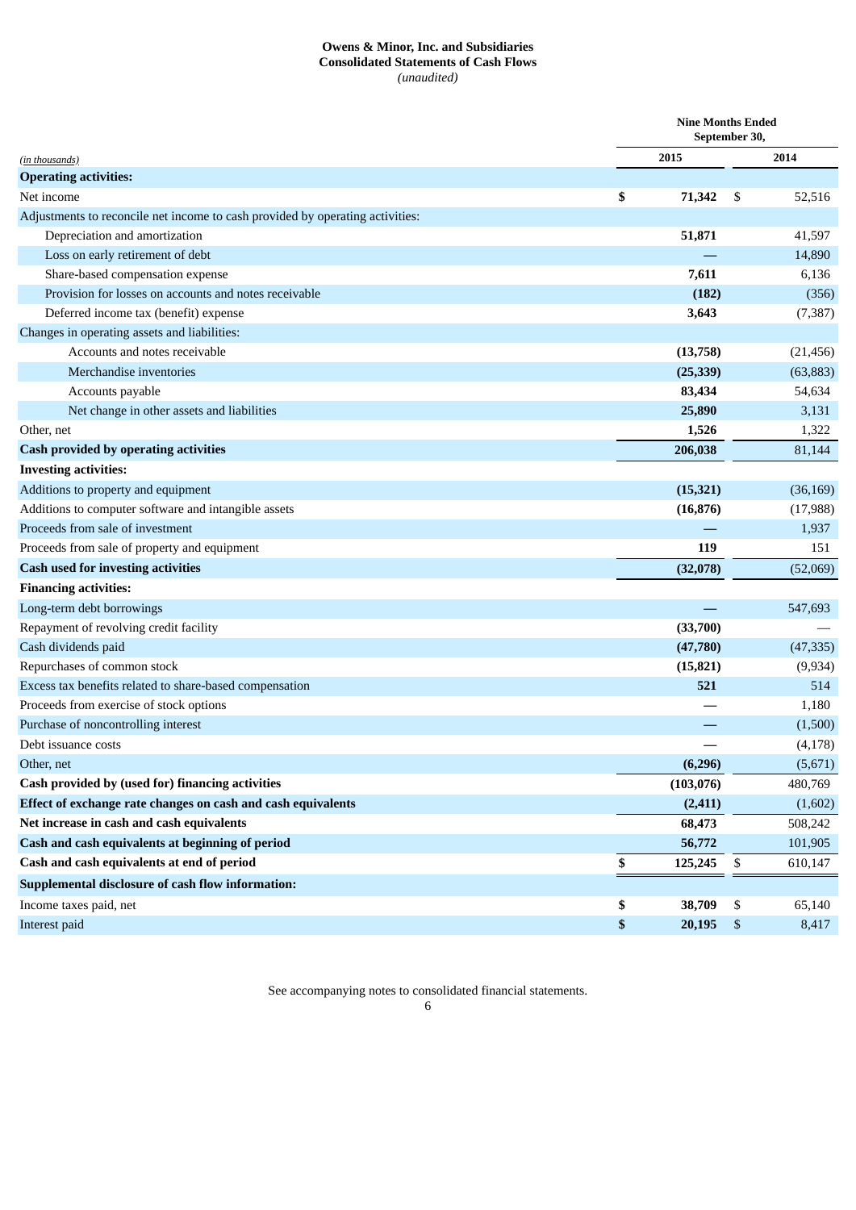**Owens & Minor, Inc. and Subsidiaries**
**Consolidated Statements of Cash Flows**
*(unaudited)*

| *(in thousands)* | Nine Months Ended September 30, 2015 | Nine Months Ended September 30, 2014 |
|---|---|---|
| **Operating activities:** | | |
| Net income | **$ 71,342** | $ 52,516 |
| Adjustments to reconcile net income to cash provided by operating activities: | | |
| Depreciation and amortization | **51,871** | 41,597 |
| Loss on early retirement of debt | **—** | 14,890 |
| Share-based compensation expense | **7,611** | 6,136 |
| Provision for losses on accounts and notes receivable | **(182)** | (356) |
| Deferred income tax (benefit) expense | **3,643** | (7,387) |
| Changes in operating assets and liabilities: | | |
| Accounts and notes receivable | **(13,758)** | (21,456) |
| Merchandise inventories | **(25,339)** | (63,883) |
| Accounts payable | **83,434** | 54,634 |
| Net change in other assets and liabilities | **25,890** | 3,131 |
| Other, net | **1,526** | 1,322 |
| **Cash provided by operating activities** | **206,038** | 81,144 |
| **Investing activities:** | | |
| Additions to property and equipment | **(15,321)** | (36,169) |
| Additions to computer software and intangible assets | **(16,876)** | (17,988) |
| Proceeds from sale of investment | **—** | 1,937 |
| Proceeds from sale of property and equipment | **119** | 151 |
| **Cash used for investing activities** | **(32,078)** | (52,069) |
| **Financing activities:** | | |
| Long-term debt borrowings | **—** | 547,693 |
| Repayment of revolving credit facility | **(33,700)** | — |
| Cash dividends paid | **(47,780)** | (47,335) |
| Repurchases of common stock | **(15,821)** | (9,934) |
| Excess tax benefits related to share-based compensation | **521** | 514 |
| Proceeds from exercise of stock options | **—** | 1,180 |
| Purchase of noncontrolling interest | **—** | (1,500) |
| Debt issuance costs | **—** | (4,178) |
| Other, net | **(6,296)** | (5,671) |
| **Cash provided by (used for) financing activities** | **(103,076)** | 480,769 |
| **Effect of exchange rate changes on cash and cash equivalents** | **(2,411)** | (1,602) |
| **Net increase in cash and cash equivalents** | **68,473** | 508,242 |
| **Cash and cash equivalents at beginning of period** | **56,772** | 101,905 |
| **Cash and cash equivalents at end of period** | **$ 125,245** | $ 610,147 |
| **Supplemental disclosure of cash flow information:** | | |
| Income taxes paid, net | **$ 38,709** | $ 65,140 |
| Interest paid | **$ 20,195** | $ 8,417 |

See accompanying notes to consolidated financial statements.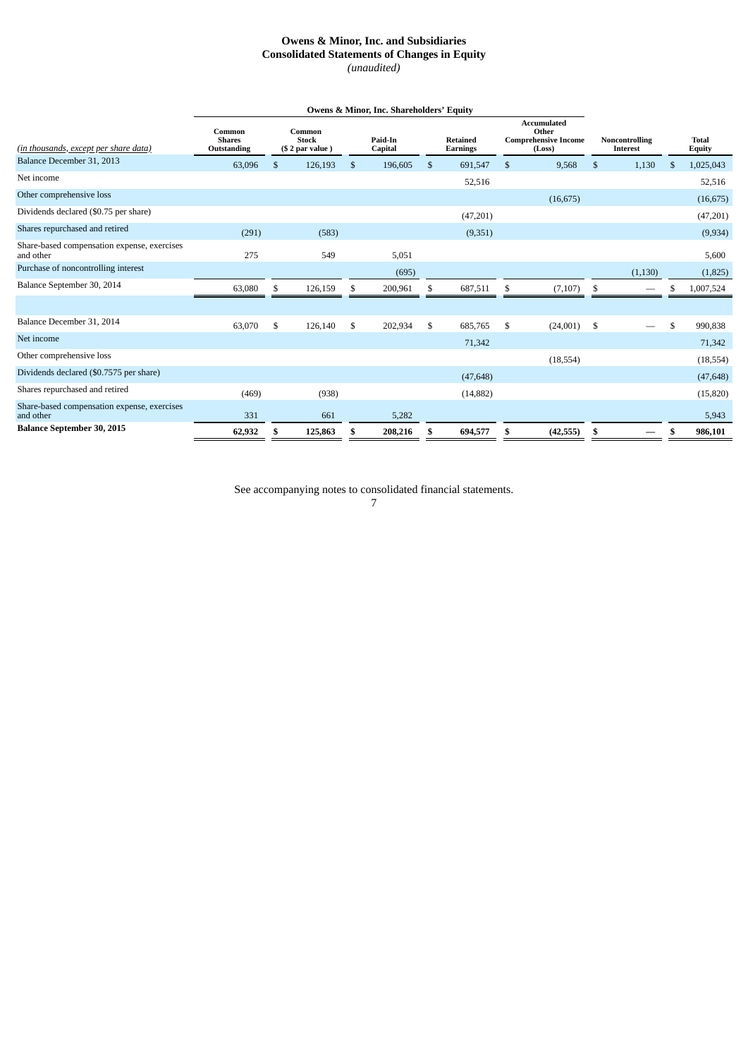# Owens & Minor, Inc. and Subsidiaries
## Consolidated Statements of Changes in Equity
*(unaudited)*

| | Owens & Minor, Inc. Shareholders' Equity | | | | | | |
|---|---|---|---|---|---|---|---|
| *(in thousands, except per share data)* | Common Shares Outstanding | Common Stock ($ 2 par value ) | Paid-In Capital | Retained Earnings | Accumulated Other Comprehensive Income (Loss) | Noncontrolling Interest | Total Equity |
| Balance December 31, 2013 | 63,096 | $ 126,193 | $ 196,605 | $ 691,547 | $ 9,568 | $ 1,130 | $ 1,025,043 |
| Net income | | | | 52,516 | | | 52,516 |
| Other comprehensive loss | | | | | (16,675) | | (16,675) |
| Dividends declared ($0.75 per share) | | | | (47,201) | | | (47,201) |
| Shares repurchased and retired | (291) | (583) | | (9,351) | | | (9,934) |
| Share-based compensation expense, exercises and other | 275 | 549 | 5,051 | | | | 5,600 |
| Purchase of noncontrolling interest | | | (695) | | | (1,130) | (1,825) |
| Balance September 30, 2014 | 63,080 | $ 126,159 | $ 200,961 | $ 687,511 | $ (7,107) | $ — | $ 1,007,524 |
| | | | | | | | |
| Balance December 31, 2014 | 63,070 | $ 126,140 | $ 202,934 | $ 685,765 | $ (24,001) | $ — | $ 990,838 |
| Net income | | | | 71,342 | | | 71,342 |
| Other comprehensive loss | | | | | (18,554) | | (18,554) |
| Dividends declared ($0.7575 per share) | | | | (47,648) | | | (47,648) |
| Shares repurchased and retired | (469) | (938) | | (14,882) | | | (15,820) |
| Share-based compensation expense, exercises and other | 331 | 661 | 5,282 | | | | 5,943 |
| **Balance September 30, 2015** | **62,932** | **$ 125,863** | **$ 208,216** | **$ 694,577** | **$ (42,555)** | **$ —** | **$ 986,101** |

See accompanying notes to consolidated financial statements.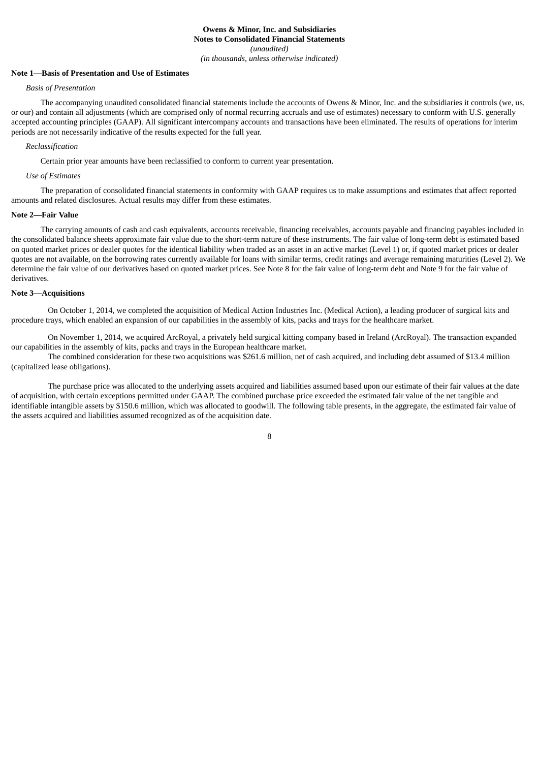**Owens & Minor, Inc. and Subsidiaries**
**Notes to Consolidated Financial Statements**
*(unaudited)*
*(in thousands, unless otherwise indicated)*

**Note 1—Basis of Presentation and Use of Estimates**

*Basis of Presentation*

The accompanying unaudited consolidated financial statements include the accounts of Owens & Minor, Inc. and the subsidiaries it controls (we, us, or our) and contain all adjustments (which are comprised only of normal recurring accruals and use of estimates) necessary to conform with U.S. generally accepted accounting principles (GAAP). All significant intercompany accounts and transactions have been eliminated. The results of operations for interim periods are not necessarily indicative of the results expected for the full year.

*Reclassification*

Certain prior year amounts have been reclassified to conform to current year presentation.

*Use of Estimates*

The preparation of consolidated financial statements in conformity with GAAP requires us to make assumptions and estimates that affect reported amounts and related disclosures. Actual results may differ from these estimates.

**Note 2—Fair Value**

The carrying amounts of cash and cash equivalents, accounts receivable, financing receivables, accounts payable and financing payables included in the consolidated balance sheets approximate fair value due to the short-term nature of these instruments. The fair value of long-term debt is estimated based on quoted market prices or dealer quotes for the identical liability when traded as an asset in an active market (Level 1) or, if quoted market prices or dealer quotes are not available, on the borrowing rates currently available for loans with similar terms, credit ratings and average remaining maturities (Level 2). We determine the fair value of our derivatives based on quoted market prices. See Note 8 for the fair value of long-term debt and Note 9 for the fair value of derivatives.

**Note 3—Acquisitions**

On October 1, 2014, we completed the acquisition of Medical Action Industries Inc. (Medical Action), a leading producer of surgical kits and procedure trays, which enabled an expansion of our capabilities in the assembly of kits, packs and trays for the healthcare market.

On November 1, 2014, we acquired ArcRoyal, a privately held surgical kitting company based in Ireland (ArcRoyal). The transaction expanded our capabilities in the assembly of kits, packs and trays in the European healthcare market.

The combined consideration for these two acquisitions was $261.6 million, net of cash acquired, and including debt assumed of $13.4 million (capitalized lease obligations).

The purchase price was allocated to the underlying assets acquired and liabilities assumed based upon our estimate of their fair values at the date of acquisition, with certain exceptions permitted under GAAP. The combined purchase price exceeded the estimated fair value of the net tangible and identifiable intangible assets by $150.6 million, which was allocated to goodwill. The following table presents, in the aggregate, the estimated fair value of the assets acquired and liabilities assumed recognized as of the acquisition date.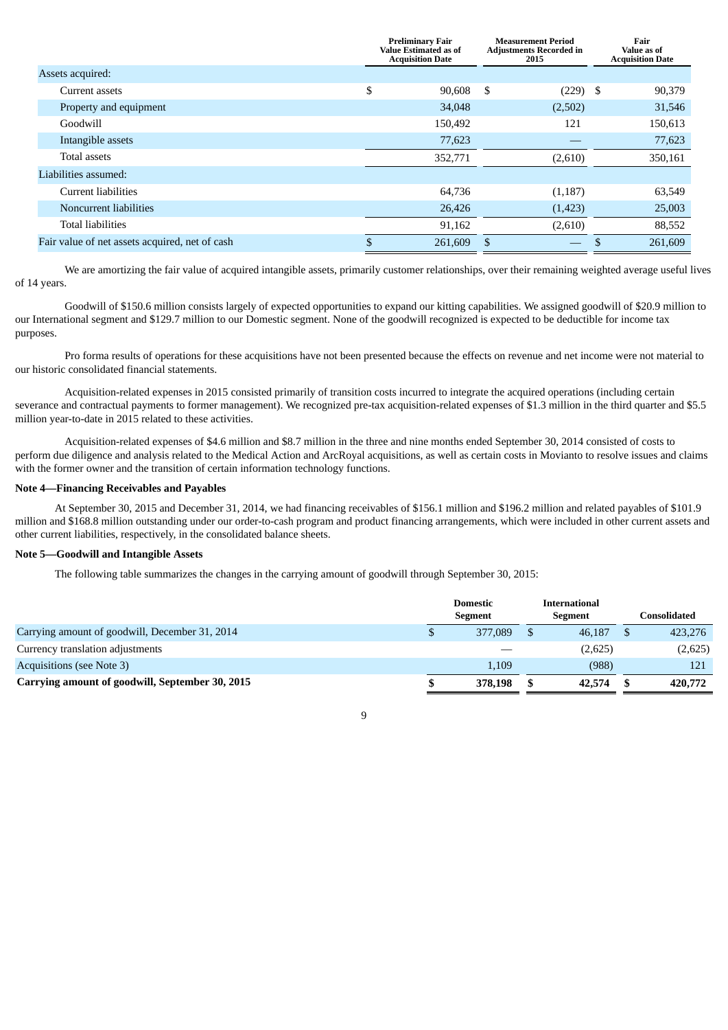| | Preliminary Fair Value Estimated as of Acquisition Date | Measurement Period Adjustments Recorded in 2015 | Fair Value as of Acquisition Date |
|---|---|---|---|
| Assets acquired: | | | |
| Current assets | $ 90,608 | $ (229) | $ 90,379 |
| Property and equipment | 34,048 | (2,502) | 31,546 |
| Goodwill | 150,492 | 121 | 150,613 |
| Intangible assets | 77,623 | — | 77,623 |
| Total assets | 352,771 | (2,610) | 350,161 |
| Liabilities assumed: | | | |
| Current liabilities | 64,736 | (1,187) | 63,549 |
| Noncurrent liabilities | 26,426 | (1,423) | 25,003 |
| Total liabilities | 91,162 | (2,610) | 88,552 |
| Fair value of net assets acquired, net of cash | $ 261,609 | $ — | $ 261,609 |

We are amortizing the fair value of acquired intangible assets, primarily customer relationships, over their remaining weighted average useful lives of 14 years.

Goodwill of $150.6 million consists largely of expected opportunities to expand our kitting capabilities. We assigned goodwill of $20.9 million to our International segment and $129.7 million to our Domestic segment. None of the goodwill recognized is expected to be deductible for income tax purposes.

Pro forma results of operations for these acquisitions have not been presented because the effects on revenue and net income were not material to our historic consolidated financial statements.

Acquisition-related expenses in 2015 consisted primarily of transition costs incurred to integrate the acquired operations (including certain severance and contractual payments to former management). We recognized pre-tax acquisition-related expenses of $1.3 million in the third quarter and $5.5 million year-to-date in 2015 related to these activities.

Acquisition-related expenses of $4.6 million and $8.7 million in the three and nine months ended September 30, 2014 consisted of costs to perform due diligence and analysis related to the Medical Action and ArcRoyal acquisitions, as well as certain costs in Movianto to resolve issues and claims with the former owner and the transition of certain information technology functions.

**Note 4—Financing Receivables and Payables**

At September 30, 2015 and December 31, 2014, we had financing receivables of $156.1 million and $196.2 million and related payables of $101.9 million and $168.8 million outstanding under our order-to-cash program and product financing arrangements, which were included in other current assets and other current liabilities, respectively, in the consolidated balance sheets.

**Note 5—Goodwill and Intangible Assets**

The following table summarizes the changes in the carrying amount of goodwill through September 30, 2015:

| | Domestic Segment | International Segment | Consolidated |
|---|---|---|---|
| Carrying amount of goodwill, December 31, 2014 | $ 377,089 | $ 46,187 | $ 423,276 |
| Currency translation adjustments | — | (2,625) | (2,625) |
| Acquisitions (see Note 3) | 1,109 | (988) | 121 |
| **Carrying amount of goodwill, September 30, 2015** | **$ 378,198** | **$ 42,574** | **$ 420,772** |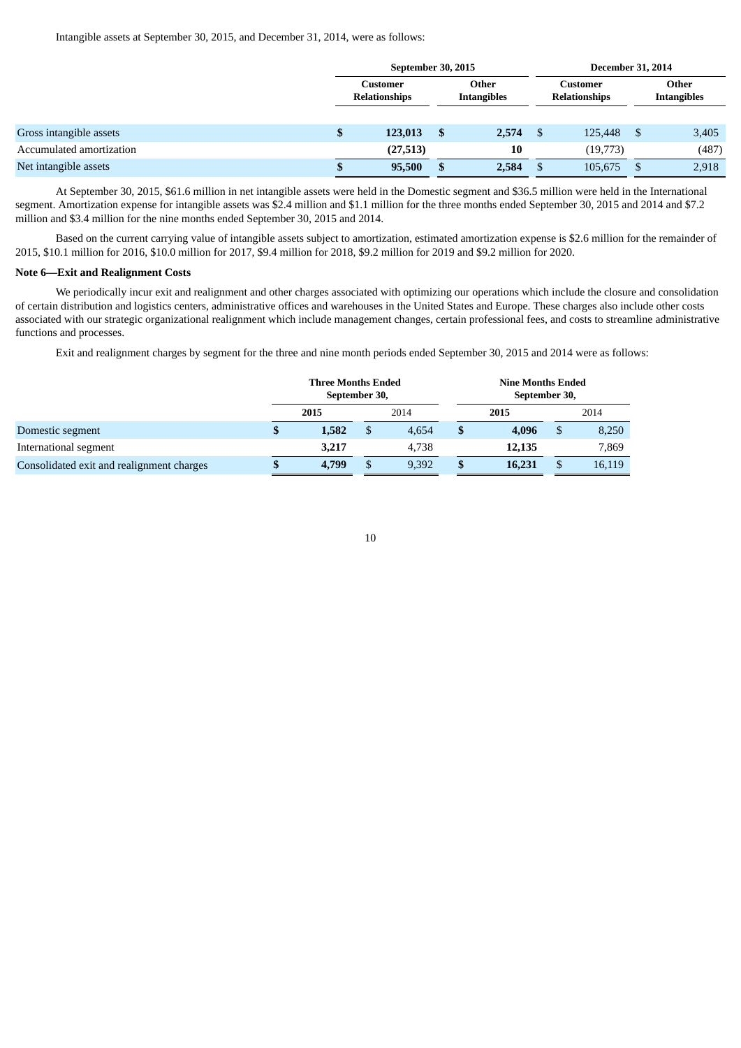Intangible assets at September 30, 2015, and December 31, 2014, were as follows:

| | September 30, 2015 | | December 31, 2014 | |
|---|---|---|---|---|
| | **Customer Relationships** | **Other Intangibles** | **Customer Relationships** | **Other Intangibles** |
| Gross intangible assets | **$ 123,013** | **$ 2,574** | $ 125,448 | $ 3,405 |
| Accumulated amortization | **(27,513)** | **10** | (19,773) | (487) |
| Net intangible assets | **$ 95,500** | **$ 2,584** | $ 105,675 | $ 2,918 |

At September 30, 2015, $61.6 million in net intangible assets were held in the Domestic segment and $36.5 million were held in the International segment. Amortization expense for intangible assets was $2.4 million and $1.1 million for the three months ended September 30, 2015 and 2014 and $7.2 million and $3.4 million for the nine months ended September 30, 2015 and 2014.

Based on the current carrying value of intangible assets subject to amortization, estimated amortization expense is $2.6 million for the remainder of 2015, $10.1 million for 2016, $10.0 million for 2017, $9.4 million for 2018, $9.2 million for 2019 and $9.2 million for 2020.

**Note 6—Exit and Realignment Costs**

We periodically incur exit and realignment and other charges associated with optimizing our operations which include the closure and consolidation of certain distribution and logistics centers, administrative offices and warehouses in the United States and Europe. These charges also include other costs associated with our strategic organizational realignment which include management changes, certain professional fees, and costs to streamline administrative functions and processes.

Exit and realignment charges by segment for the three and nine month periods ended September 30, 2015 and 2014 were as follows:

| | Three Months Ended September 30, | | Nine Months Ended September 30, | |
|---|---|---|---|---|
| | **2015** | 2014 | **2015** | 2014 |
| Domestic segment | **$ 1,582** | $ 4,654 | **$ 4,096** | $ 8,250 |
| International segment | **3,217** | 4,738 | **12,135** | 7,869 |
| Consolidated exit and realignment charges | **$ 4,799** | $ 9,392 | **$ 16,231** | $ 16,119 |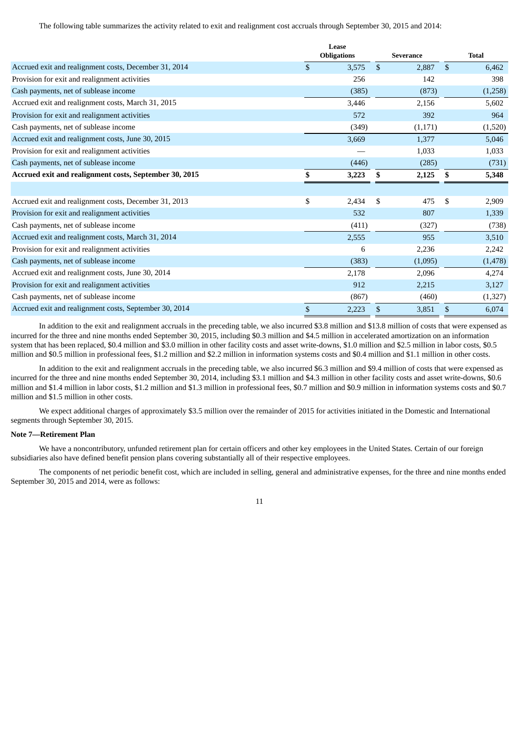The following table summarizes the activity related to exit and realignment cost accruals through September 30, 2015 and 2014:

| | Lease Obligations | Severance | Total |
|---|---|---|---|
| Accrued exit and realignment costs, December 31, 2014 | $ 3,575 | $ 2,887 | $ 6,462 |
| Provision for exit and realignment activities | 256 | 142 | 398 |
| Cash payments, net of sublease income | (385) | (873) | (1,258) |
| Accrued exit and realignment costs, March 31, 2015 | 3,446 | 2,156 | 5,602 |
| Provision for exit and realignment activities | 572 | 392 | 964 |
| Cash payments, net of sublease income | (349) | (1,171) | (1,520) |
| Accrued exit and realignment costs, June 30, 2015 | 3,669 | 1,377 | 5,046 |
| Provision for exit and realignment activities | — | 1,033 | 1,033 |
| Cash payments, net of sublease income | (446) | (285) | (731) |
| **Accrued exit and realignment costs, September 30, 2015** | **$ 3,223** | **$ 2,125** | **$ 5,348** |
| | | | |
| Accrued exit and realignment costs, December 31, 2013 | $ 2,434 | $ 475 | $ 2,909 |
| Provision for exit and realignment activities | 532 | 807 | 1,339 |
| Cash payments, net of sublease income | (411) | (327) | (738) |
| Accrued exit and realignment costs, March 31, 2014 | 2,555 | 955 | 3,510 |
| Provision for exit and realignment activities | 6 | 2,236 | 2,242 |
| Cash payments, net of sublease income | (383) | (1,095) | (1,478) |
| Accrued exit and realignment costs, June 30, 2014 | 2,178 | 2,096 | 4,274 |
| Provision for exit and realignment activities | 912 | 2,215 | 3,127 |
| Cash payments, net of sublease income | (867) | (460) | (1,327) |
| Accrued exit and realignment costs, September 30, 2014 | $ 2,223 | $ 3,851 | $ 6,074 |

In addition to the exit and realignment accruals in the preceding table, we also incurred $3.8 million and $13.8 million of costs that were expensed as incurred for the three and nine months ended September 30, 2015, including $0.3 million and $4.5 million in accelerated amortization on an information system that has been replaced, $0.4 million and $3.0 million in other facility costs and asset write-downs, $1.0 million and $2.5 million in labor costs, $0.5 million and $0.5 million in professional fees, $1.2 million and $2.2 million in information systems costs and $0.4 million and $1.1 million in other costs.

In addition to the exit and realignment accruals in the preceding table, we also incurred $6.3 million and $9.4 million of costs that were expensed as incurred for the three and nine months ended September 30, 2014, including $3.1 million and $4.3 million in other facility costs and asset write-downs, $0.6 million and $1.4 million in labor costs, $1.2 million and $1.3 million in professional fees, $0.7 million and $0.9 million in information systems costs and $0.7 million and $1.5 million in other costs.

We expect additional charges of approximately $3.5 million over the remainder of 2015 for activities initiated in the Domestic and International segments through September 30, 2015.

**Note 7—Retirement Plan**

We have a noncontributory, unfunded retirement plan for certain officers and other key employees in the United States. Certain of our foreign subsidiaries also have defined benefit pension plans covering substantially all of their respective employees.

The components of net periodic benefit cost, which are included in selling, general and administrative expenses, for the three and nine months ended September 30, 2015 and 2014, were as follows: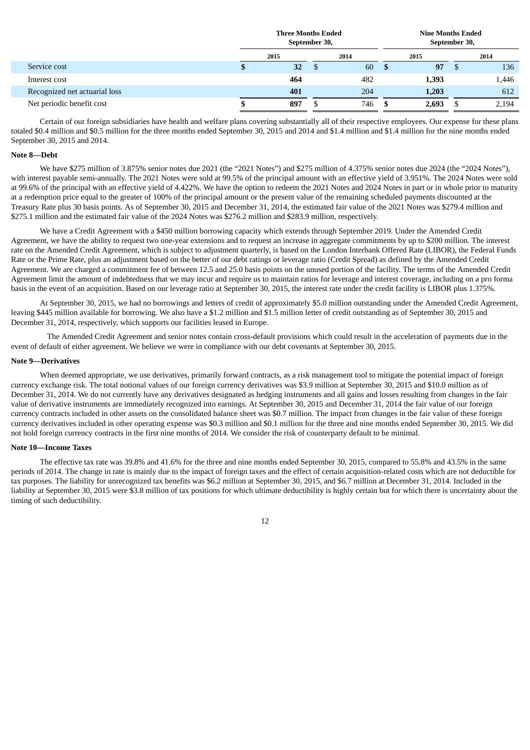| | Three Months Ended September 30, | | Nine Months Ended September 30, | |
|---|---|---|---|---|
| | **2015** | 2014 | **2015** | 2014 |
| Service cost | **$ 32** | $ 60 | **$ 97** | $ 136 |
| Interest cost | **464** | 482 | **1,393** | 1,446 |
| Recognized net actuarial loss | **401** | 204 | **1,203** | 612 |
| Net periodic benefit cost | **$ 897** | $ 746 | **$ 2,693** | $ 2,194 |

Certain of our foreign subsidiaries have health and welfare plans covering substantially all of their respective employees. Our expense for these plans totaled $0.4 million and $0.5 million for the three months ended September 30, 2015 and 2014 and $1.4 million and $1.4 million for the nine months ended September 30, 2015 and 2014.

**Note 8—Debt**

We have $275 million of 3.875% senior notes due 2021 (the "2021 Notes") and $275 million of 4.375% senior notes due 2024 (the "2024 Notes"), with interest payable semi-annually. The 2021 Notes were sold at 99.5% of the principal amount with an effective yield of 3.951%. The 2024 Notes were sold at 99.6% of the principal with an effective yield of 4.422%. We have the option to redeem the 2021 Notes and 2024 Notes in part or in whole prior to maturity at a redemption price equal to the greater of 100% of the principal amount or the present value of the remaining scheduled payments discounted at the Treasury Rate plus 30 basis points. As of September 30, 2015 and December 31, 2014, the estimated fair value of the 2021 Notes was $279.4 million and $275.1 million and the estimated fair value of the 2024 Notes was $276.2 million and $283.9 million, respectively.

We have a Credit Agreement with a $450 million borrowing capacity which extends through September 2019. Under the Amended Credit Agreement, we have the ability to request two one-year extensions and to request an increase in aggregate commitments by up to $200 million. The interest rate on the Amended Credit Agreement, which is subject to adjustment quarterly, is based on the London Interbank Offered Rate (LIBOR), the Federal Funds Rate or the Prime Rate, plus an adjustment based on the better of our debt ratings or leverage ratio (Credit Spread) as defined by the Amended Credit Agreement. We are charged a commitment fee of between 12.5 and 25.0 basis points on the unused portion of the facility. The terms of the Amended Credit Agreement limit the amount of indebtedness that we may incur and require us to maintain ratios for leverage and interest coverage, including on a pro forma basis in the event of an acquisition. Based on our leverage ratio at September 30, 2015, the interest rate under the credit facility is LIBOR plus 1.375%.

At September 30, 2015, we had no borrowings and letters of credit of approximately $5.0 million outstanding under the Amended Credit Agreement, leaving $445 million available for borrowing. We also have a $1.2 million and $1.5 million letter of credit outstanding as of September 30, 2015 and December 31, 2014, respectively, which supports our facilities leased in Europe.

The Amended Credit Agreement and senior notes contain cross-default provisions which could result in the acceleration of payments due in the event of default of either agreement. We believe we were in compliance with our debt covenants at September 30, 2015.

**Note 9—Derivatives**

When deemed appropriate, we use derivatives, primarily forward contracts, as a risk management tool to mitigate the potential impact of foreign currency exchange risk. The total notional values of our foreign currency derivatives was $3.9 million at September 30, 2015 and $10.0 million as of December 31, 2014. We do not currently have any derivatives designated as hedging instruments and all gains and losses resulting from changes in the fair value of derivative instruments are immediately recognized into earnings. At September 30, 2015 and December 31, 2014 the fair value of our foreign currency contracts included in other assets on the consolidated balance sheet was $0.7 million. The impact from changes in the fair value of these foreign currency derivatives included in other operating expense was $0.3 million and $0.1 million for the three and nine months ended September 30, 2015. We did not hold foreign currency contracts in the first nine months of 2014. We consider the risk of counterparty default to be minimal.

**Note 10—Income Taxes**

The effective tax rate was 39.8% and 41.6% for the three and nine months ended September 30, 2015, compared to 55.8% and 43.5% in the same periods of 2014. The change in rate is mainly due to the impact of foreign taxes and the effect of certain acquisition-related costs which are not deductible for tax purposes. The liability for unrecognized tax benefits was $6.2 million at September 30, 2015, and $6.7 million at December 31, 2014. Included in the liability at September 30, 2015 were $3.8 million of tax positions for which ultimate deductibility is highly certain but for which there is uncertainty about the timing of such deductibility.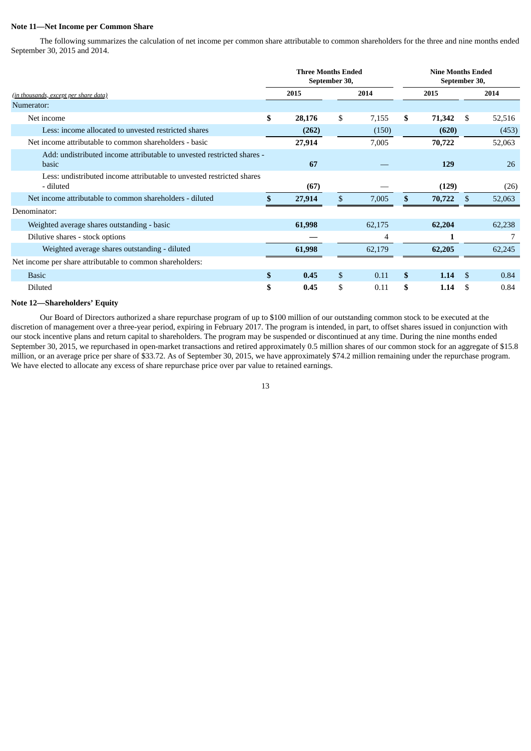**Note 11—Net Income per Common Share**

The following summarizes the calculation of net income per common share attributable to common shareholders for the three and nine months ended September 30, 2015 and 2014.

| *(in thousands, except per share data)* | Three Months Ended September 30, | | Nine Months Ended September 30, | |
|---|---|---|---|---|
| | **2015** | 2014 | **2015** | 2014 |
| Numerator: | | | | |
| Net income | **$ 28,176** | $ 7,155 | **$ 71,342** | $ 52,516 |
| Less: income allocated to unvested restricted shares | **(262)** | (150) | **(620)** | (453) |
| Net income attributable to common shareholders - basic | **27,914** | 7,005 | **70,722** | 52,063 |
| Add: undistributed income attributable to unvested restricted shares - basic | **67** | — | **129** | 26 |
| Less: undistributed income attributable to unvested restricted shares - diluted | **(67)** | — | **(129)** | (26) |
| Net income attributable to common shareholders - diluted | **$ 27,914** | $ 7,005 | **$ 70,722** | $ 52,063 |
| Denominator: | | | | |
| Weighted average shares outstanding - basic | **61,998** | 62,175 | **62,204** | 62,238 |
| Dilutive shares - stock options | **—** | 4 | **1** | 7 |
| Weighted average shares outstanding - diluted | **61,998** | 62,179 | **62,205** | 62,245 |
| Net income per share attributable to common shareholders: | | | | |
| Basic | **$ 0.45** | $ 0.11 | **$ 1.14** | $ 0.84 |
| Diluted | **$ 0.45** | $ 0.11 | **$ 1.14** | $ 0.84 |

**Note 12—Shareholders' Equity**

Our Board of Directors authorized a share repurchase program of up to $100 million of our outstanding common stock to be executed at the discretion of management over a three-year period, expiring in February 2017. The program is intended, in part, to offset shares issued in conjunction with our stock incentive plans and return capital to shareholders. The program may be suspended or discontinued at any time. During the nine months ended September 30, 2015, we repurchased in open-market transactions and retired approximately 0.5 million shares of our common stock for an aggregate of $15.8 million, or an average price per share of $33.72. As of September 30, 2015, we have approximately $74.2 million remaining under the repurchase program. We have elected to allocate any excess of share repurchase price over par value to retained earnings.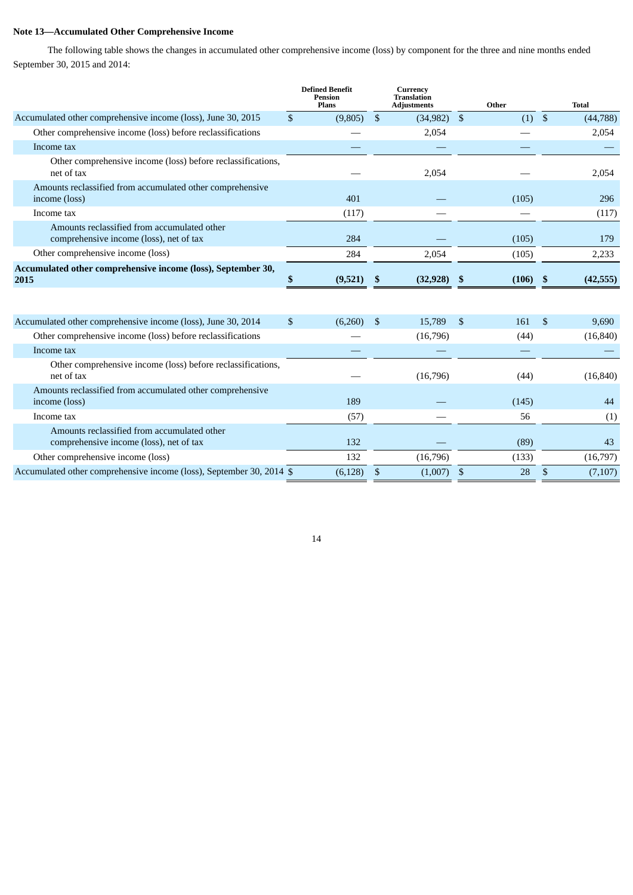**Note 13—Accumulated Other Comprehensive Income**

The following table shows the changes in accumulated other comprehensive income (loss) by component for the three and nine months ended September 30, 2015 and 2014:

| | Defined Benefit Pension Plans | Currency Translation Adjustments | Other | Total |
|---|---|---|---|---|
| Accumulated other comprehensive income (loss), June 30, 2015 | $ (9,805) | $ (34,982) | $ (1) | $ (44,788) |
| Other comprehensive income (loss) before reclassifications | — | 2,054 | — | 2,054 |
| Income tax | — | — | — | — |
| Other comprehensive income (loss) before reclassifications, net of tax | — | 2,054 | — | 2,054 |
| Amounts reclassified from accumulated other comprehensive income (loss) | 401 | — | (105) | 296 |
| Income tax | (117) | — | — | (117) |
| Amounts reclassified from accumulated other comprehensive income (loss), net of tax | 284 | — | (105) | 179 |
| Other comprehensive income (loss) | 284 | 2,054 | (105) | 2,233 |
| **Accumulated other comprehensive income (loss), September 30, 2015** | **$ (9,521)** | **$ (32,928)** | **$ (106)** | **$ (42,555)** |
| | | | | |
| Accumulated other comprehensive income (loss), June 30, 2014 | $ (6,260) | $ 15,789 | $ 161 | $ 9,690 |
| Other comprehensive income (loss) before reclassifications | — | (16,796) | (44) | (16,840) |
| Income tax | — | — | — | — |
| Other comprehensive income (loss) before reclassifications, net of tax | — | (16,796) | (44) | (16,840) |
| Amounts reclassified from accumulated other comprehensive income (loss) | 189 | — | (145) | 44 |
| Income tax | (57) | — | 56 | (1) |
| Amounts reclassified from accumulated other comprehensive income (loss), net of tax | 132 | — | (89) | 43 |
| Other comprehensive income (loss) | 132 | (16,796) | (133) | (16,797) |
| Accumulated other comprehensive income (loss), September 30, 2014 | $ (6,128) | $ (1,007) | $ 28 | $ (7,107) |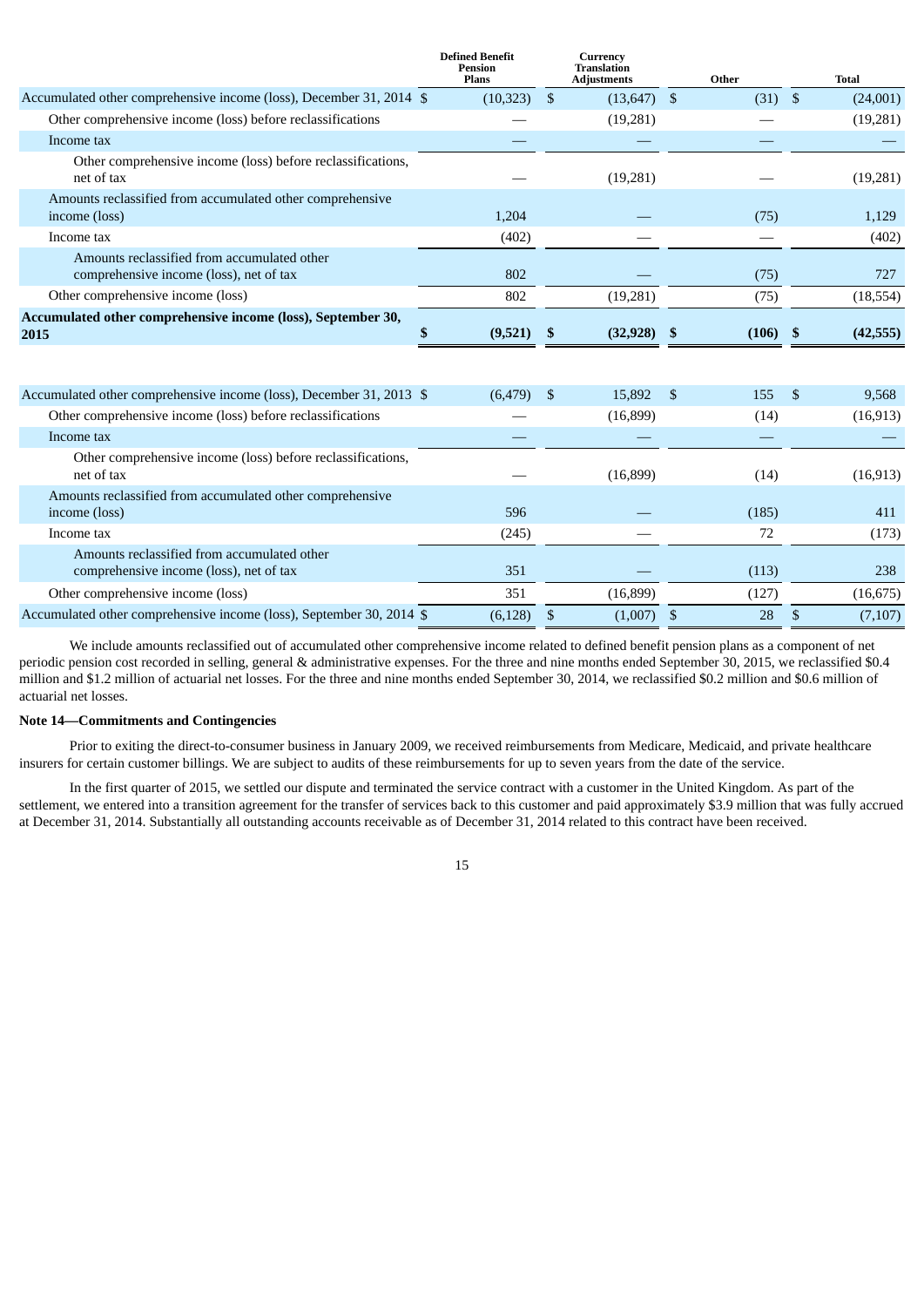| | Defined Benefit Pension Plans | Currency Translation Adjustments | Other | Total |
|---|---|---|---|---|
| Accumulated other comprehensive income (loss), December 31, 2014 | $ (10,323) | $ (13,647) | $ (31) | $ (24,001) |
| Other comprehensive income (loss) before reclassifications | — | (19,281) | — | (19,281) |
| Income tax | — | — | — | — |
| Other comprehensive income (loss) before reclassifications, net of tax | — | (19,281) | — | (19,281) |
| Amounts reclassified from accumulated other comprehensive income (loss) | 1,204 | — | (75) | 1,129 |
| Income tax | (402) | — | — | (402) |
| Amounts reclassified from accumulated other comprehensive income (loss), net of tax | 802 | — | (75) | 727 |
| Other comprehensive income (loss) | 802 | (19,281) | (75) | (18,554) |
| **Accumulated other comprehensive income (loss), September 30, 2015** | **$ (9,521)** | **$ (32,928)** | **$ (106)** | **$ (42,555)** |
| | | | | |
| Accumulated other comprehensive income (loss), December 31, 2013 | $ (6,479) | $ 15,892 | $ 155 | $ 9,568 |
| Other comprehensive income (loss) before reclassifications | — | (16,899) | (14) | (16,913) |
| Income tax | — | — | — | — |
| Other comprehensive income (loss) before reclassifications, net of tax | — | (16,899) | (14) | (16,913) |
| Amounts reclassified from accumulated other comprehensive income (loss) | 596 | — | (185) | 411 |
| Income tax | (245) | — | 72 | (173) |
| Amounts reclassified from accumulated other comprehensive income (loss), net of tax | 351 | — | (113) | 238 |
| Other comprehensive income (loss) | 351 | (16,899) | (127) | (16,675) |
| Accumulated other comprehensive income (loss), September 30, 2014 | $ (6,128) | $ (1,007) | $ 28 | $ (7,107) |

We include amounts reclassified out of accumulated other comprehensive income related to defined benefit pension plans as a component of net periodic pension cost recorded in selling, general & administrative expenses. For the three and nine months ended September 30, 2015, we reclassified $0.4 million and $1.2 million of actuarial net losses. For the three and nine months ended September 30, 2014, we reclassified $0.2 million and $0.6 million of actuarial net losses.

**Note 14—Commitments and Contingencies**

Prior to exiting the direct-to-consumer business in January 2009, we received reimbursements from Medicare, Medicaid, and private healthcare insurers for certain customer billings. We are subject to audits of these reimbursements for up to seven years from the date of the service.

In the first quarter of 2015, we settled our dispute and terminated the service contract with a customer in the United Kingdom. As part of the settlement, we entered into a transition agreement for the transfer of services back to this customer and paid approximately $3.9 million that was fully accrued at December 31, 2014. Substantially all outstanding accounts receivable as of December 31, 2014 related to this contract have been received.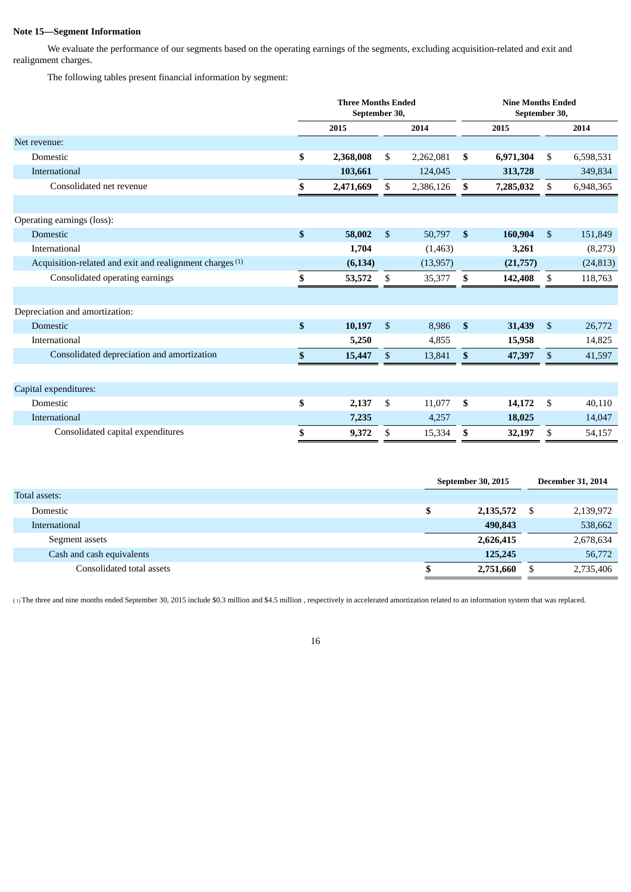**Note 15—Segment Information**

We evaluate the performance of our segments based on the operating earnings of the segments, excluding acquisition-related and exit and realignment charges.

The following tables present financial information by segment:

| | Three Months Ended September 30, | | Nine Months Ended September 30, | |
|---|---|---|---|---|
| | 2015 | 2014 | 2015 | 2014 |
| Net revenue: | | | | |
| Domestic | $ 2,368,008 | $ 2,262,081 | $ 6,971,304 | $ 6,598,531 |
| International | 103,661 | 124,045 | 313,728 | 349,834 |
| Consolidated net revenue | $ 2,471,669 | $ 2,386,126 | $ 7,285,032 | $ 6,948,365 |
| | | | | |
| Operating earnings (loss): | | | | |
| Domestic | $ 58,002 | $ 50,797 | $ 160,904 | $ 151,849 |
| International | 1,704 | (1,463) | 3,261 | (8,273) |
| Acquisition-related and exit and realignment charges [(1)] | (6,134) | (13,957) | (21,757) | (24,813) |
| Consolidated operating earnings | $ 53,572 | $ 35,377 | $ 142,408 | $ 118,763 |
| | | | | |
| Depreciation and amortization: | | | | |
| Domestic | $ 10,197 | $ 8,986 | $ 31,439 | $ 26,772 |
| International | 5,250 | 4,855 | 15,958 | 14,825 |
| Consolidated depreciation and amortization | $ 15,447 | $ 13,841 | $ 47,397 | $ 41,597 |
| | | | | |
| Capital expenditures: | | | | |
| Domestic | $ 2,137 | $ 11,077 | $ 14,172 | $ 40,110 |
| International | 7,235 | 4,257 | 18,025 | 14,047 |
| Consolidated capital expenditures | $ 9,372 | $ 15,334 | $ 32,197 | $ 54,157 |

| | September 30, 2015 | December 31, 2014 |
|---|---|---|
| Total assets: | | |
| Domestic | $ 2,135,572 | $ 2,139,972 |
| International | 490,843 | 538,662 |
| Segment assets | 2,626,415 | 2,678,634 |
| Cash and cash equivalents | 125,245 | 56,772 |
| Consolidated total assets | $ 2,751,660 | $ 2,735,406 |

(1) The three and nine months ended September 30, 2015 include $0.3 million and $4.5 million , respectively in accelerated amortization related to an information system that was replaced.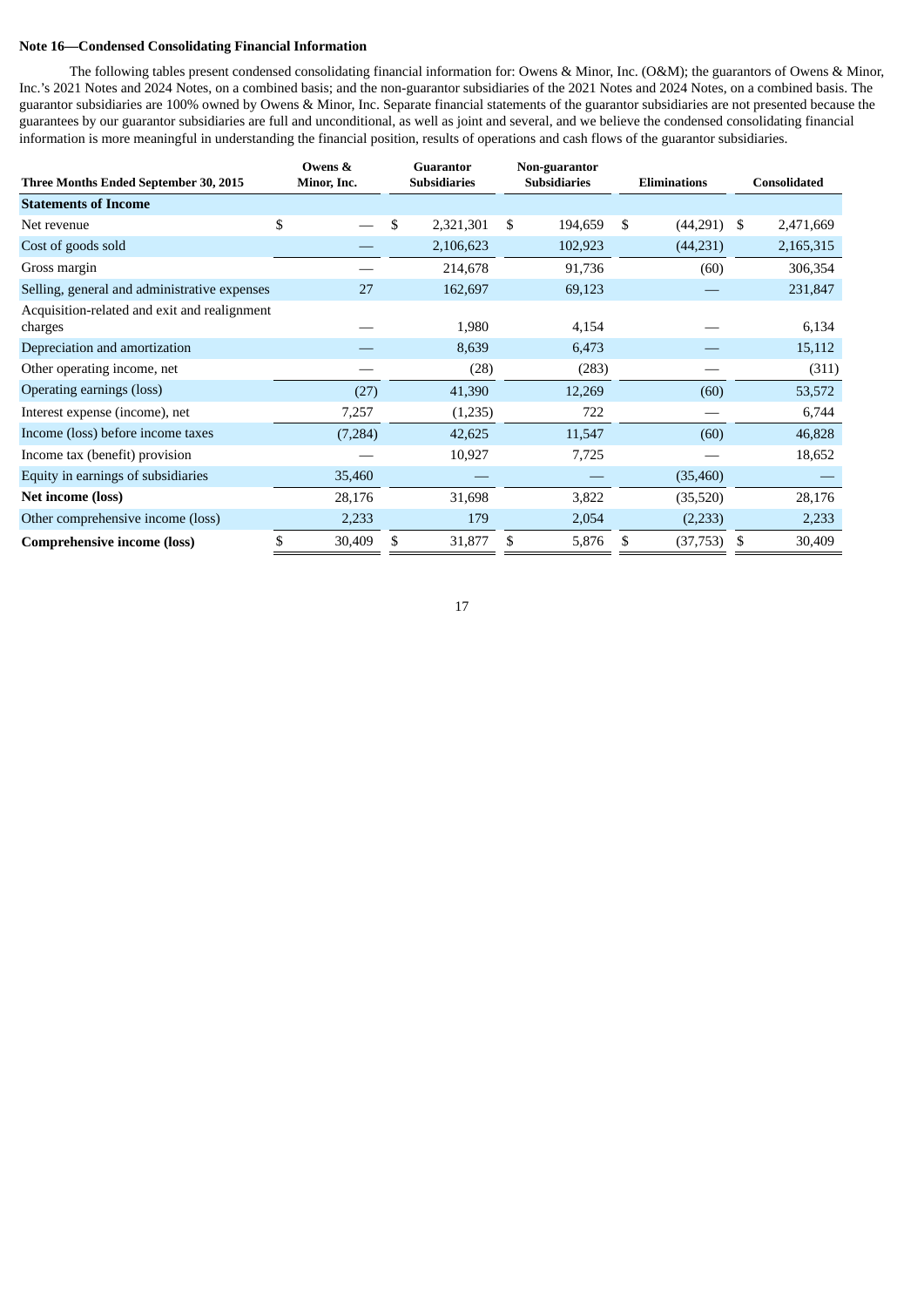**Note 16—Condensed Consolidating Financial Information**

The following tables present condensed consolidating financial information for: Owens & Minor, Inc. (O&M); the guarantors of Owens & Minor, Inc.'s 2021 Notes and 2024 Notes, on a combined basis; and the non-guarantor subsidiaries of the 2021 Notes and 2024 Notes, on a combined basis. The guarantor subsidiaries are 100% owned by Owens & Minor, Inc. Separate financial statements of the guarantor subsidiaries are not presented because the guarantees by our guarantor subsidiaries are full and unconditional, as well as joint and several, and we believe the condensed consolidating financial information is more meaningful in understanding the financial position, results of operations and cash flows of the guarantor subsidiaries.

| Three Months Ended September 30, 2015 | Owens & Minor, Inc. | Guarantor Subsidiaries | Non-guarantor Subsidiaries | Eliminations | Consolidated |
|---|---|---|---|---|---|
| **Statements of Income** | | | | | |
| Net revenue | $ — | $ 2,321,301 | $ 194,659 | $ (44,291) | $ 2,471,669 |
| Cost of goods sold | — | 2,106,623 | 102,923 | (44,231) | 2,165,315 |
| Gross margin | — | 214,678 | 91,736 | (60) | 306,354 |
| Selling, general and administrative expenses | 27 | 162,697 | 69,123 | — | 231,847 |
| Acquisition-related and exit and realignment charges | — | 1,980 | 4,154 | — | 6,134 |
| Depreciation and amortization | — | 8,639 | 6,473 | — | 15,112 |
| Other operating income, net | — | (28) | (283) | — | (311) |
| Operating earnings (loss) | (27) | 41,390 | 12,269 | (60) | 53,572 |
| Interest expense (income), net | 7,257 | (1,235) | 722 | — | 6,744 |
| Income (loss) before income taxes | (7,284) | 42,625 | 11,547 | (60) | 46,828 |
| Income tax (benefit) provision | — | 10,927 | 7,725 | — | 18,652 |
| Equity in earnings of subsidiaries | 35,460 | — | — | (35,460) | — |
| **Net income (loss)** | 28,176 | 31,698 | 3,822 | (35,520) | 28,176 |
| Other comprehensive income (loss) | 2,233 | 179 | 2,054 | (2,233) | 2,233 |
| **Comprehensive income (loss)** | $ 30,409 | $ 31,877 | $ 5,876 | $ (37,753) | $ 30,409 |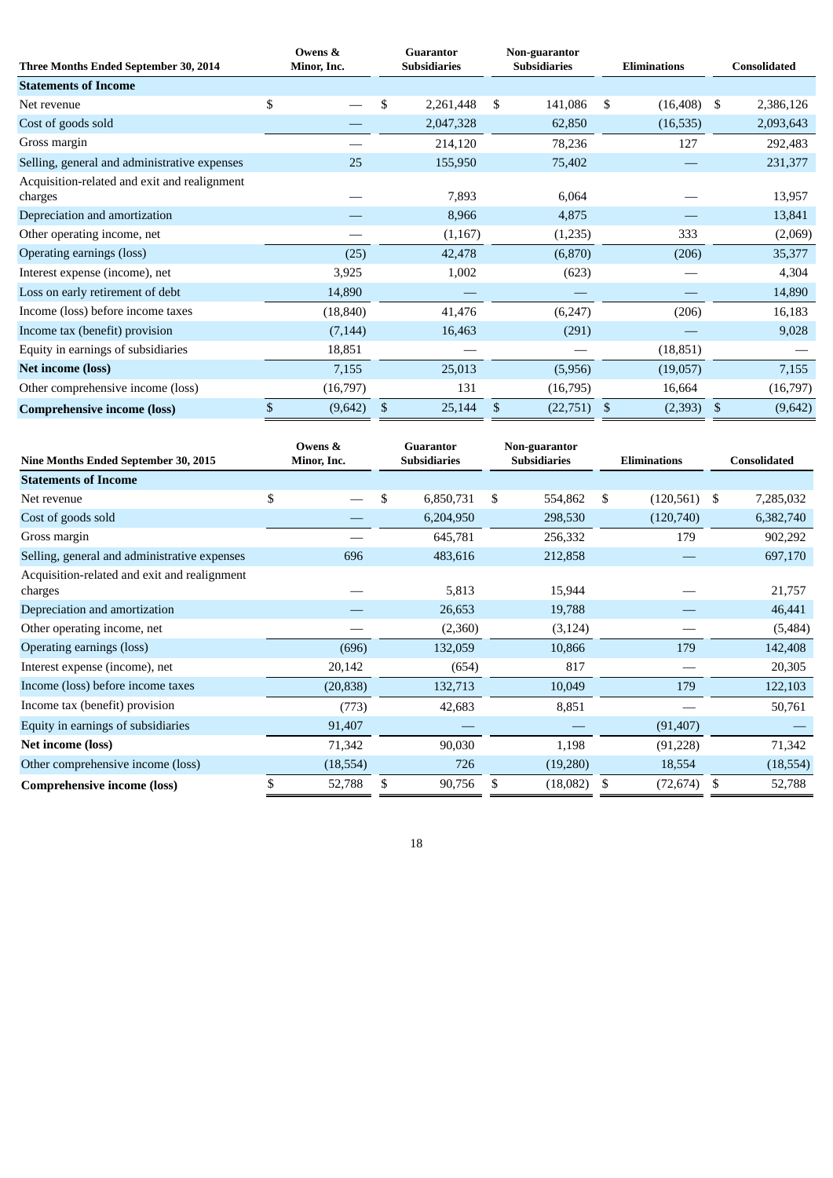| Three Months Ended September 30, 2014 | Owens & Minor, Inc. | Guarantor Subsidiaries | Non-guarantor Subsidiaries | Eliminations | Consolidated |
|---|---|---|---|---|---|
| **Statements of Income** | | | | | |
| Net revenue | $ — | $ 2,261,448 | $ 141,086 | $ (16,408) | $ 2,386,126 |
| Cost of goods sold | — | 2,047,328 | 62,850 | (16,535) | 2,093,643 |
| Gross margin | — | 214,120 | 78,236 | 127 | 292,483 |
| Selling, general and administrative expenses | 25 | 155,950 | 75,402 | — | 231,377 |
| Acquisition-related and exit and realignment charges | — | 7,893 | 6,064 | — | 13,957 |
| Depreciation and amortization | — | 8,966 | 4,875 | — | 13,841 |
| Other operating income, net | — | (1,167) | (1,235) | 333 | (2,069) |
| Operating earnings (loss) | (25) | 42,478 | (6,870) | (206) | 35,377 |
| Interest expense (income), net | 3,925 | 1,002 | (623) | — | 4,304 |
| Loss on early retirement of debt | 14,890 | — | — | — | 14,890 |
| Income (loss) before income taxes | (18,840) | 41,476 | (6,247) | (206) | 16,183 |
| Income tax (benefit) provision | (7,144) | 16,463 | (291) | — | 9,028 |
| Equity in earnings of subsidiaries | 18,851 | — | — | (18,851) | — |
| **Net income (loss)** | 7,155 | 25,013 | (5,956) | (19,057) | 7,155 |
| Other comprehensive income (loss) | (16,797) | 131 | (16,795) | 16,664 | (16,797) |
| **Comprehensive income (loss)** | $ (9,642) | $ 25,144 | $ (22,751) | $ (2,393) | $ (9,642) |

| Nine Months Ended September 30, 2015 | Owens & Minor, Inc. | Guarantor Subsidiaries | Non-guarantor Subsidiaries | Eliminations | Consolidated |
|---|---|---|---|---|---|
| **Statements of Income** | | | | | |
| Net revenue | $ — | $ 6,850,731 | $ 554,862 | $ (120,561) | $ 7,285,032 |
| Cost of goods sold | — | 6,204,950 | 298,530 | (120,740) | 6,382,740 |
| Gross margin | — | 645,781 | 256,332 | 179 | 902,292 |
| Selling, general and administrative expenses | 696 | 483,616 | 212,858 | — | 697,170 |
| Acquisition-related and exit and realignment charges | — | 5,813 | 15,944 | — | 21,757 |
| Depreciation and amortization | — | 26,653 | 19,788 | — | 46,441 |
| Other operating income, net | — | (2,360) | (3,124) | — | (5,484) |
| Operating earnings (loss) | (696) | 132,059 | 10,866 | 179 | 142,408 |
| Interest expense (income), net | 20,142 | (654) | 817 | — | 20,305 |
| Income (loss) before income taxes | (20,838) | 132,713 | 10,049 | 179 | 122,103 |
| Income tax (benefit) provision | (773) | 42,683 | 8,851 | — | 50,761 |
| Equity in earnings of subsidiaries | 91,407 | — | — | (91,407) | — |
| **Net income (loss)** | 71,342 | 90,030 | 1,198 | (91,228) | 71,342 |
| Other comprehensive income (loss) | (18,554) | 726 | (19,280) | 18,554 | (18,554) |
| **Comprehensive income (loss)** | $ 52,788 | $ 90,756 | $ (18,082) | $ (72,674) | $ 52,788 |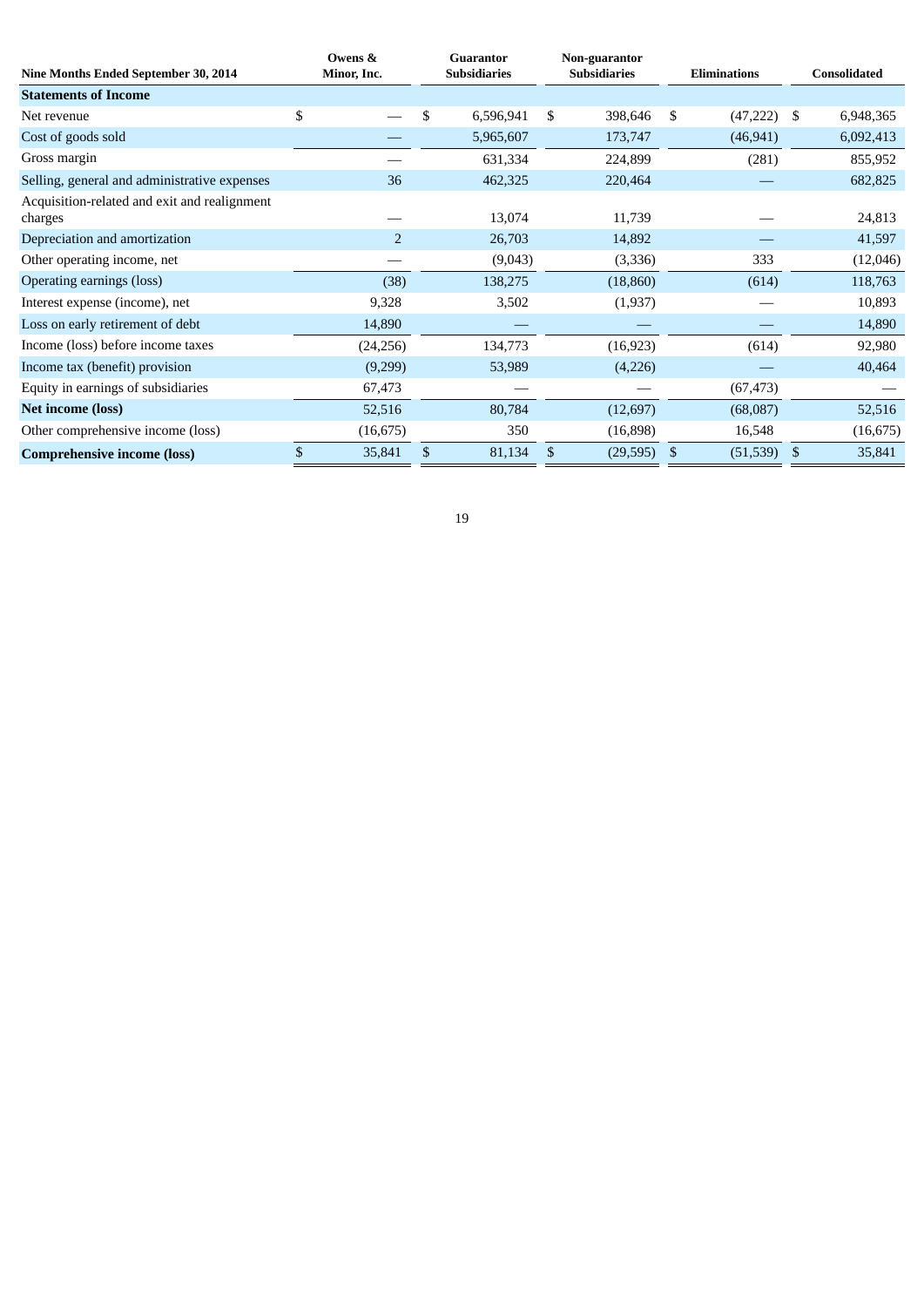| Nine Months Ended September 30, 2014 | Owens & Minor, Inc. | Guarantor Subsidiaries | Non-guarantor Subsidiaries | Eliminations | Consolidated |
|---|---|---|---|---|---|
| **Statements of Income** | | | | | |
| Net revenue | $ — | $ 6,596,941 | $ 398,646 | $ (47,222) | $ 6,948,365 |
| Cost of goods sold | — | 5,965,607 | 173,747 | (46,941) | 6,092,413 |
| Gross margin | — | 631,334 | 224,899 | (281) | 855,952 |
| Selling, general and administrative expenses | 36 | 462,325 | 220,464 | — | 682,825 |
| Acquisition-related and exit and realignment charges | — | 13,074 | 11,739 | — | 24,813 |
| Depreciation and amortization | 2 | 26,703 | 14,892 | — | 41,597 |
| Other operating income, net | — | (9,043) | (3,336) | 333 | (12,046) |
| Operating earnings (loss) | (38) | 138,275 | (18,860) | (614) | 118,763 |
| Interest expense (income), net | 9,328 | 3,502 | (1,937) | — | 10,893 |
| Loss on early retirement of debt | 14,890 | — | — | — | 14,890 |
| Income (loss) before income taxes | (24,256) | 134,773 | (16,923) | (614) | 92,980 |
| Income tax (benefit) provision | (9,299) | 53,989 | (4,226) | — | 40,464 |
| Equity in earnings of subsidiaries | 67,473 | — | — | (67,473) | — |
| **Net income (loss)** | 52,516 | 80,784 | (12,697) | (68,087) | 52,516 |
| Other comprehensive income (loss) | (16,675) | 350 | (16,898) | 16,548 | (16,675) |
| **Comprehensive income (loss)** | $ 35,841 | $ 81,134 | $ (29,595) | $ (51,539) | $ 35,841 |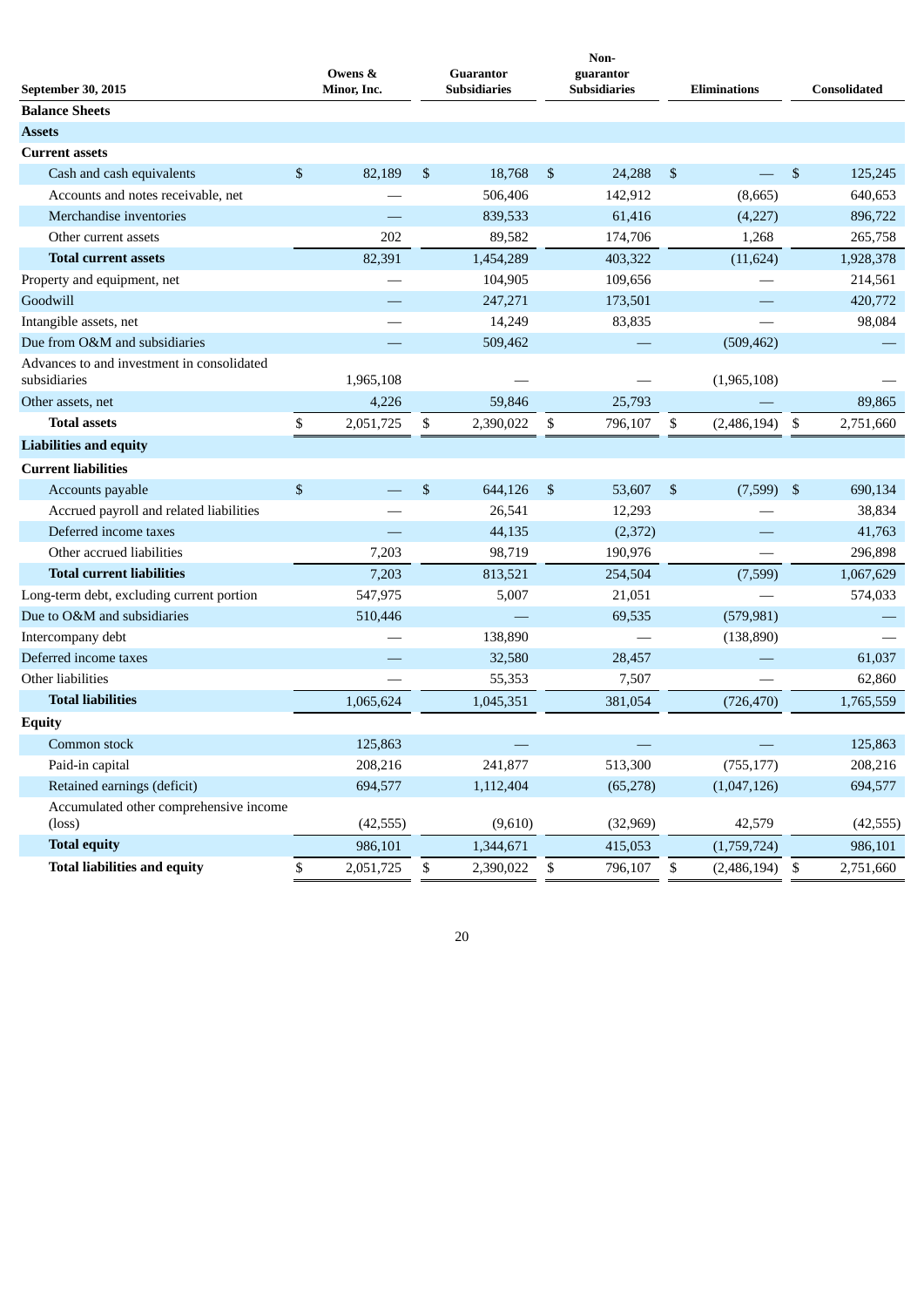| September 30, 2015 | Owens & Minor, Inc. | Guarantor Subsidiaries | Non-guarantor Subsidiaries | Eliminations | Consolidated |
|---|---|---|---|---|---|
| **Balance Sheets** | | | | | |
| **Assets** | | | | | |
| **Current assets** | | | | | |
| Cash and cash equivalents | $ 82,189 | $ 18,768 | $ 24,288 | $ — | $ 125,245 |
| Accounts and notes receivable, net | — | 506,406 | 142,912 | (8,665) | 640,653 |
| Merchandise inventories | — | 839,533 | 61,416 | (4,227) | 896,722 |
| Other current assets | 202 | 89,582 | 174,706 | 1,268 | 265,758 |
| **Total current assets** | 82,391 | 1,454,289 | 403,322 | (11,624) | 1,928,378 |
| Property and equipment, net | — | 104,905 | 109,656 | — | 214,561 |
| Goodwill | — | 247,271 | 173,501 | — | 420,772 |
| Intangible assets, net | — | 14,249 | 83,835 | — | 98,084 |
| Due from O&M and subsidiaries | — | 509,462 | — | (509,462) | — |
| Advances to and investment in consolidated subsidiaries | 1,965,108 | — | — | (1,965,108) | — |
| Other assets, net | 4,226 | 59,846 | 25,793 | — | 89,865 |
| **Total assets** | $ 2,051,725 | $ 2,390,022 | $ 796,107 | $ (2,486,194) | $ 2,751,660 |
| **Liabilities and equity** | | | | | |
| **Current liabilities** | | | | | |
| Accounts payable | $ — | $ 644,126 | $ 53,607 | $ (7,599) | $ 690,134 |
| Accrued payroll and related liabilities | — | 26,541 | 12,293 | — | 38,834 |
| Deferred income taxes | — | 44,135 | (2,372) | — | 41,763 |
| Other accrued liabilities | 7,203 | 98,719 | 190,976 | — | 296,898 |
| **Total current liabilities** | 7,203 | 813,521 | 254,504 | (7,599) | 1,067,629 |
| Long-term debt, excluding current portion | 547,975 | 5,007 | 21,051 | — | 574,033 |
| Due to O&M and subsidiaries | 510,446 | — | 69,535 | (579,981) | — |
| Intercompany debt | — | 138,890 | — | (138,890) | — |
| Deferred income taxes | — | 32,580 | 28,457 | — | 61,037 |
| Other liabilities | — | 55,353 | 7,507 | — | 62,860 |
| **Total liabilities** | 1,065,624 | 1,045,351 | 381,054 | (726,470) | 1,765,559 |
| **Equity** | | | | | |
| Common stock | 125,863 | — | — | — | 125,863 |
| Paid-in capital | 208,216 | 241,877 | 513,300 | (755,177) | 208,216 |
| Retained earnings (deficit) | 694,577 | 1,112,404 | (65,278) | (1,047,126) | 694,577 |
| Accumulated other comprehensive income (loss) | (42,555) | (9,610) | (32,969) | 42,579 | (42,555) |
| **Total equity** | 986,101 | 1,344,671 | 415,053 | (1,759,724) | 986,101 |
| **Total liabilities and equity** | $ 2,051,725 | $ 2,390,022 | $ 796,107 | $ (2,486,194) | $ 2,751,660 |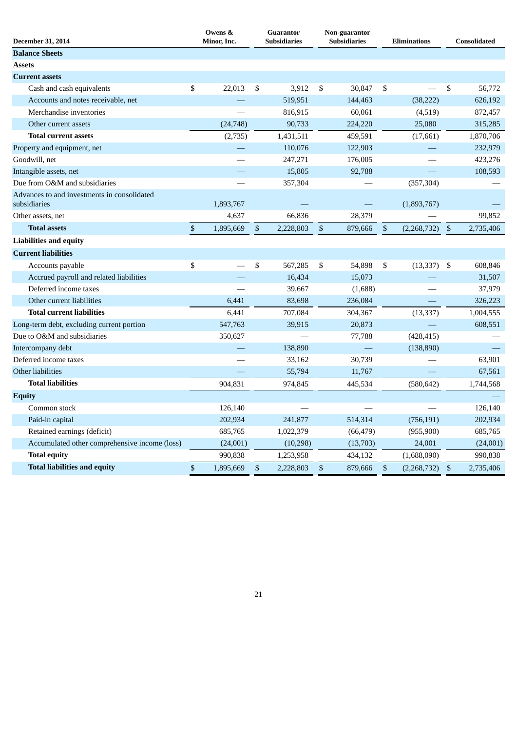| December 31, 2014 | Owens & Minor, Inc. | Guarantor Subsidiaries | Non-guarantor Subsidiaries | Eliminations | Consolidated |
|---|---|---|---|---|---|
| **Balance Sheets** | | | | | |
| **Assets** | | | | | |
| **Current assets** | | | | | |
| Cash and cash equivalents | $ 22,013 | $ 3,912 | $ 30,847 | $ — | $ 56,772 |
| Accounts and notes receivable, net | — | 519,951 | 144,463 | (38,222) | 626,192 |
| Merchandise inventories | — | 816,915 | 60,061 | (4,519) | 872,457 |
| Other current assets | (24,748) | 90,733 | 224,220 | 25,080 | 315,285 |
| **Total current assets** | (2,735) | 1,431,511 | 459,591 | (17,661) | 1,870,706 |
| Property and equipment, net | — | 110,076 | 122,903 | — | 232,979 |
| Goodwill, net | — | 247,271 | 176,005 | — | 423,276 |
| Intangible assets, net | — | 15,805 | 92,788 | — | 108,593 |
| Due from O&M and subsidiaries | — | 357,304 | — | (357,304) | — |
| Advances to and investments in consolidated subsidiaries | 1,893,767 | — | — | (1,893,767) | — |
| Other assets, net | 4,637 | 66,836 | 28,379 | — | 99,852 |
| **Total assets** | $ 1,895,669 | $ 2,228,803 | $ 879,666 | $ (2,268,732) | $ 2,735,406 |
| **Liabilities and equity** | | | | | |
| **Current liabilities** | | | | | |
| Accounts payable | $ — | $ 567,285 | $ 54,898 | $ (13,337) | $ 608,846 |
| Accrued payroll and related liabilities | — | 16,434 | 15,073 | — | 31,507 |
| Deferred income taxes | — | 39,667 | (1,688) | — | 37,979 |
| Other current liabilities | 6,441 | 83,698 | 236,084 | — | 326,223 |
| **Total current liabilities** | 6,441 | 707,084 | 304,367 | (13,337) | 1,004,555 |
| Long-term debt, excluding current portion | 547,763 | 39,915 | 20,873 | — | 608,551 |
| Due to O&M and subsidiaries | 350,627 | — | 77,788 | (428,415) | — |
| Intercompany debt | — | 138,890 | — | (138,890) | — |
| Deferred income taxes | — | 33,162 | 30,739 | — | 63,901 |
| Other liabilities | — | 55,794 | 11,767 | — | 67,561 |
| **Total liabilities** | 904,831 | 974,845 | 445,534 | (580,642) | 1,744,568 |
| **Equity** | | | | | — |
| Common stock | 126,140 | — | — | — | 126,140 |
| Paid-in capital | 202,934 | 241,877 | 514,314 | (756,191) | 202,934 |
| Retained earnings (deficit) | 685,765 | 1,022,379 | (66,479) | (955,900) | 685,765 |
| Accumulated other comprehensive income (loss) | (24,001) | (10,298) | (13,703) | 24,001 | (24,001) |
| **Total equity** | 990,838 | 1,253,958 | 434,132 | (1,688,090) | 990,838 |
| **Total liabilities and equity** | $ 1,895,669 | $ 2,228,803 | $ 879,666 | $ (2,268,732) | $ 2,735,406 |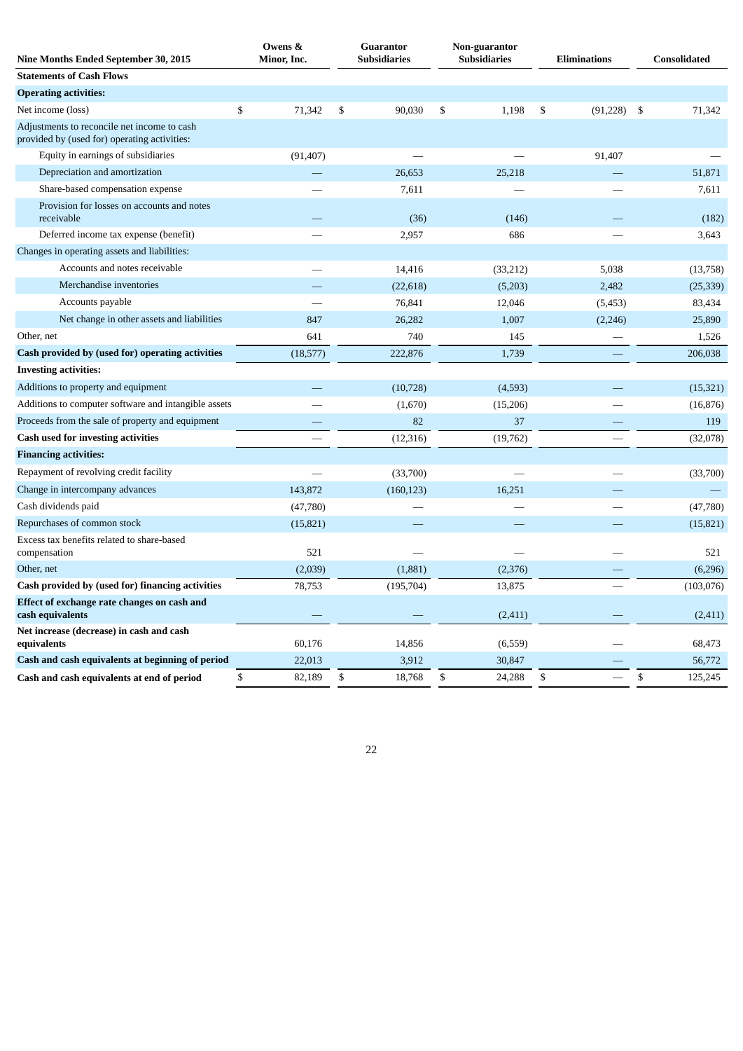| Nine Months Ended September 30, 2015 | Owens & Minor, Inc. | Guarantor Subsidiaries | Non-guarantor Subsidiaries | Eliminations | Consolidated |
|---|---|---|---|---|---|
| **Statements of Cash Flows** | | | | | |
| **Operating activities:** | | | | | |
| Net income (loss) | $ 71,342 | $ 90,030 | $ 1,198 | $ (91,228) | $ 71,342 |
| Adjustments to reconcile net income to cash provided by (used for) operating activities: | | | | | |
| Equity in earnings of subsidiaries | (91,407) | — | — | 91,407 | — |
| Depreciation and amortization | — | 26,653 | 25,218 | — | 51,871 |
| Share-based compensation expense | — | 7,611 | — | — | 7,611 |
| Provision for losses on accounts and notes receivable | — | (36) | (146) | — | (182) |
| Deferred income tax expense (benefit) | — | 2,957 | 686 | — | 3,643 |
| Changes in operating assets and liabilities: | | | | | |
| Accounts and notes receivable | — | 14,416 | (33,212) | 5,038 | (13,758) |
| Merchandise inventories | — | (22,618) | (5,203) | 2,482 | (25,339) |
| Accounts payable | — | 76,841 | 12,046 | (5,453) | 83,434 |
| Net change in other assets and liabilities | 847 | 26,282 | 1,007 | (2,246) | 25,890 |
| Other, net | 641 | 740 | 145 | — | 1,526 |
| **Cash provided by (used for) operating activities** | (18,577) | 222,876 | 1,739 | — | 206,038 |
| **Investing activities:** | | | | | |
| Additions to property and equipment | — | (10,728) | (4,593) | — | (15,321) |
| Additions to computer software and intangible assets | — | (1,670) | (15,206) | — | (16,876) |
| Proceeds from the sale of property and equipment | — | 82 | 37 | — | 119 |
| **Cash used for investing activities** | — | (12,316) | (19,762) | — | (32,078) |
| **Financing activities:** | | | | | |
| Repayment of revolving credit facility | — | (33,700) | — | — | (33,700) |
| Change in intercompany advances | 143,872 | (160,123) | 16,251 | — | — |
| Cash dividends paid | (47,780) | — | — | — | (47,780) |
| Repurchases of common stock | (15,821) | — | — | — | (15,821) |
| Excess tax benefits related to share-based compensation | 521 | — | — | — | 521 |
| Other, net | (2,039) | (1,881) | (2,376) | — | (6,296) |
| **Cash provided by (used for) financing activities** | 78,753 | (195,704) | 13,875 | — | (103,076) |
| **Effect of exchange rate changes on cash and cash equivalents** | — | — | (2,411) | — | (2,411) |
| **Net increase (decrease) in cash and cash equivalents** | 60,176 | 14,856 | (6,559) | — | 68,473 |
| **Cash and cash equivalents at beginning of period** | 22,013 | 3,912 | 30,847 | — | 56,772 |
| **Cash and cash equivalents at end of period** | $ 82,189 | $ 18,768 | $ 24,288 | $ — | $ 125,245 |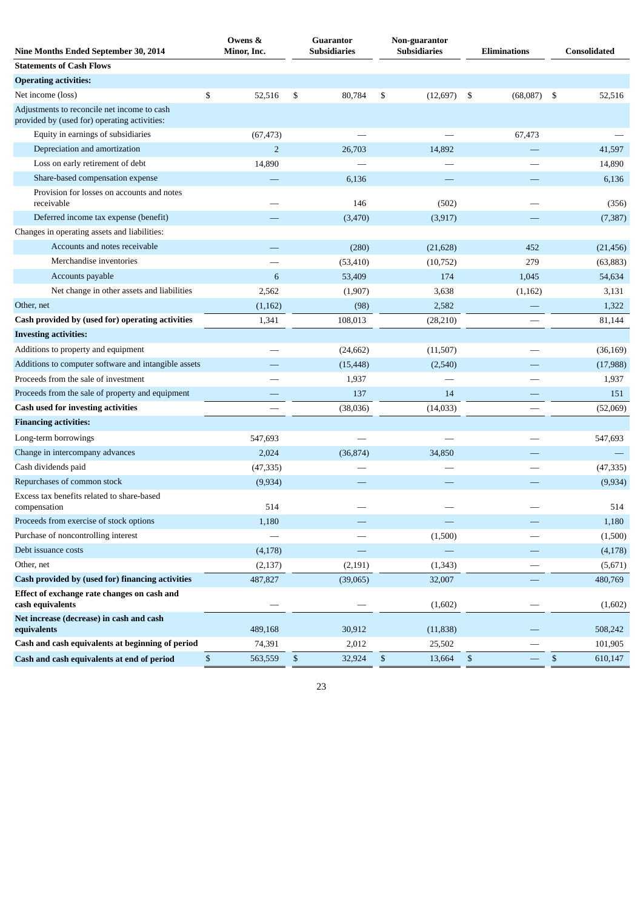| Nine Months Ended September 30, 2014 | Owens & Minor, Inc. | Guarantor Subsidiaries | Non-guarantor Subsidiaries | Eliminations | Consolidated |
|---|---|---|---|---|---|
| **Statements of Cash Flows** | | | | | |
| **Operating activities:** | | | | | |
| Net income (loss) | $ 52,516 | $ 80,784 | $ (12,697) | $ (68,087) | $ 52,516 |
| Adjustments to reconcile net income to cash provided by (used for) operating activities: | | | | | |
| Equity in earnings of subsidiaries | (67,473) | — | — | 67,473 | — |
| Depreciation and amortization | 2 | 26,703 | 14,892 | — | 41,597 |
| Loss on early retirement of debt | 14,890 | — | — | — | 14,890 |
| Share-based compensation expense | — | 6,136 | — | — | 6,136 |
| Provision for losses on accounts and notes receivable | — | 146 | (502) | — | (356) |
| Deferred income tax expense (benefit) | — | (3,470) | (3,917) | — | (7,387) |
| Changes in operating assets and liabilities: | | | | | |
| Accounts and notes receivable | — | (280) | (21,628) | 452 | (21,456) |
| Merchandise inventories | — | (53,410) | (10,752) | 279 | (63,883) |
| Accounts payable | 6 | 53,409 | 174 | 1,045 | 54,634 |
| Net change in other assets and liabilities | 2,562 | (1,907) | 3,638 | (1,162) | 3,131 |
| Other, net | (1,162) | (98) | 2,582 | — | 1,322 |
| **Cash provided by (used for) operating activities** | 1,341 | 108,013 | (28,210) | — | 81,144 |
| **Investing activities:** | | | | | |
| Additions to property and equipment | — | (24,662) | (11,507) | — | (36,169) |
| Additions to computer software and intangible assets | — | (15,448) | (2,540) | — | (17,988) |
| Proceeds from the sale of investment | — | 1,937 | — | — | 1,937 |
| Proceeds from the sale of property and equipment | — | 137 | 14 | — | 151 |
| **Cash used for investing activities** | — | (38,036) | (14,033) | — | (52,069) |
| **Financing activities:** | | | | | |
| Long-term borrowings | 547,693 | — | — | — | 547,693 |
| Change in intercompany advances | 2,024 | (36,874) | 34,850 | — | — |
| Cash dividends paid | (47,335) | — | — | — | (47,335) |
| Repurchases of common stock | (9,934) | — | — | — | (9,934) |
| Excess tax benefits related to share-based compensation | 514 | — | — | — | 514 |
| Proceeds from exercise of stock options | 1,180 | — | — | — | 1,180 |
| Purchase of noncontrolling interest | — | — | (1,500) | — | (1,500) |
| Debt issuance costs | (4,178) | — | — | — | (4,178) |
| Other, net | (2,137) | (2,191) | (1,343) | — | (5,671) |
| **Cash provided by (used for) financing activities** | 487,827 | (39,065) | 32,007 | — | 480,769 |
| **Effect of exchange rate changes on cash and cash equivalents** | — | — | (1,602) | — | (1,602) |
| **Net increase (decrease) in cash and cash equivalents** | 489,168 | 30,912 | (11,838) | — | 508,242 |
| **Cash and cash equivalents at beginning of period** | 74,391 | 2,012 | 25,502 | — | 101,905 |
| **Cash and cash equivalents at end of period** | $ 563,559 | $ 32,924 | $ 13,664 | $ — | $ 610,147 |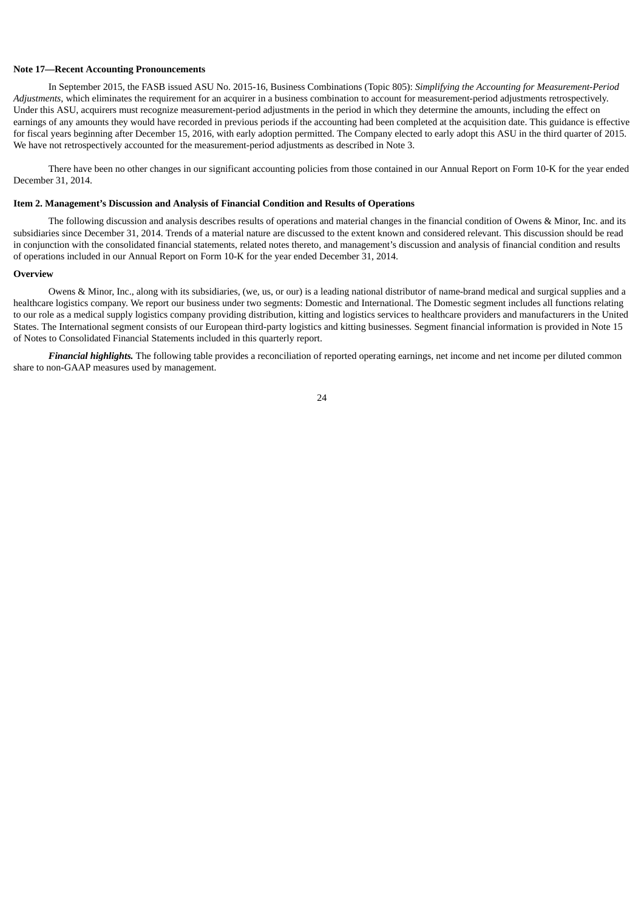**Note 17—Recent Accounting Pronouncements**

In September 2015, the FASB issued ASU No. 2015-16, Business Combinations (Topic 805): *Simplifying the Accounting for Measurement-Period Adjustments*, which eliminates the requirement for an acquirer in a business combination to account for measurement-period adjustments retrospectively. Under this ASU, acquirers must recognize measurement-period adjustments in the period in which they determine the amounts, including the effect on earnings of any amounts they would have recorded in previous periods if the accounting had been completed at the acquisition date. This guidance is effective for fiscal years beginning after December 15, 2016, with early adoption permitted. The Company elected to early adopt this ASU in the third quarter of 2015. We have not retrospectively accounted for the measurement-period adjustments as described in Note 3.

There have been no other changes in our significant accounting policies from those contained in our Annual Report on Form 10-K for the year ended December 31, 2014.

**Item 2. Management's Discussion and Analysis of Financial Condition and Results of Operations**

The following discussion and analysis describes results of operations and material changes in the financial condition of Owens & Minor, Inc. and its subsidiaries since December 31, 2014. Trends of a material nature are discussed to the extent known and considered relevant. This discussion should be read in conjunction with the consolidated financial statements, related notes thereto, and management's discussion and analysis of financial condition and results of operations included in our Annual Report on Form 10-K for the year ended December 31, 2014.

**Overview**

Owens & Minor, Inc., along with its subsidiaries, (we, us, or our) is a leading national distributor of name-brand medical and surgical supplies and a healthcare logistics company. We report our business under two segments: Domestic and International. The Domestic segment includes all functions relating to our role as a medical supply logistics company providing distribution, kitting and logistics services to healthcare providers and manufacturers in the United States. The International segment consists of our European third-party logistics and kitting businesses. Segment financial information is provided in Note 15 of Notes to Consolidated Financial Statements included in this quarterly report.

***Financial highlights.*** The following table provides a reconciliation of reported operating earnings, net income and net income per diluted common share to non-GAAP measures used by management.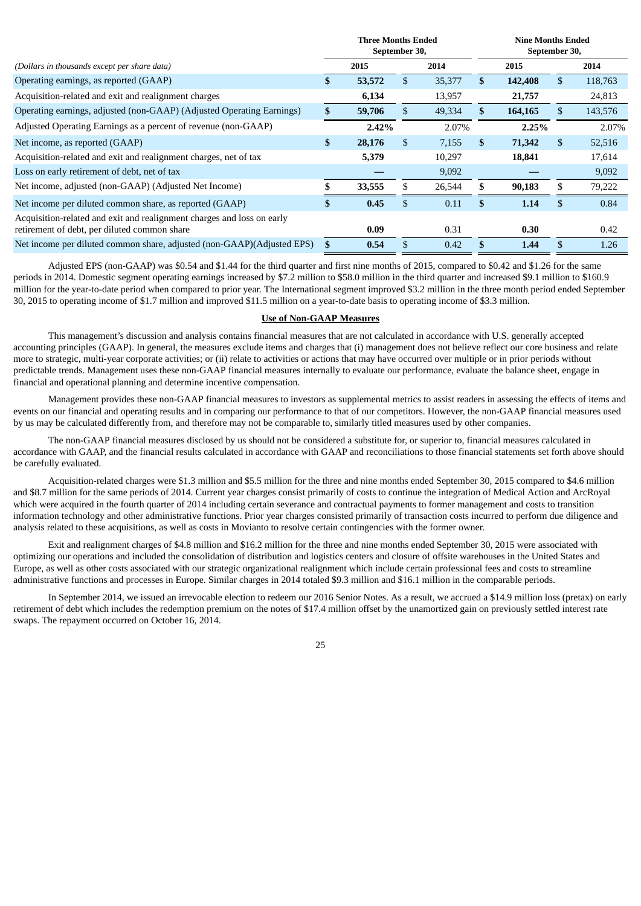| (Dollars in thousands except per share data) | Three Months Ended September 30, | | Nine Months Ended September 30, | |
|---|---|---|---|---|
| | 2015 | 2014 | 2015 | 2014 |
| Operating earnings, as reported (GAAP) | **$ 53,572** | $ 35,377 | **$ 142,408** | $ 118,763 |
| Acquisition-related and exit and realignment charges | **6,134** | 13,957 | **21,757** | 24,813 |
| Operating earnings, adjusted (non-GAAP) (Adjusted Operating Earnings) | **$ 59,706** | $ 49,334 | **$ 164,165** | $ 143,576 |
| Adjusted Operating Earnings as a percent of revenue (non-GAAP) | **2.42%** | 2.07% | **2.25%** | 2.07% |
| Net income, as reported (GAAP) | **$ 28,176** | $ 7,155 | **$ 71,342** | $ 52,516 |
| Acquisition-related and exit and realignment charges, net of tax | **5,379** | 10,297 | **18,841** | 17,614 |
| Loss on early retirement of debt, net of tax | **—** | 9,092 | **—** | 9,092 |
| Net income, adjusted (non-GAAP) (Adjusted Net Income) | **$ 33,555** | $ 26,544 | **$ 90,183** | $ 79,222 |
| Net income per diluted common share, as reported (GAAP) | **$ 0.45** | $ 0.11 | **$ 1.14** | $ 0.84 |
| Acquisition-related and exit and realignment charges and loss on early retirement of debt, per diluted common share | **0.09** | 0.31 | **0.30** | 0.42 |
| Net income per diluted common share, adjusted (non-GAAP)(Adjusted EPS) | **$ 0.54** | $ 0.42 | **$ 1.44** | $ 1.26 |

Adjusted EPS (non-GAAP) was $0.54 and $1.44 for the third quarter and first nine months of 2015, compared to $0.42 and $1.26 for the same periods in 2014. Domestic segment operating earnings increased by $7.2 million to $58.0 million in the third quarter and increased $9.1 million to $160.9 million for the year-to-date period when compared to prior year. The International segment improved $3.2 million in the three month period ended September 30, 2015 to operating income of $1.7 million and improved $11.5 million on a year-to-date basis to operating income of $3.3 million.

**Use of Non-GAAP Measures**

This management's discussion and analysis contains financial measures that are not calculated in accordance with U.S. generally accepted accounting principles (GAAP). In general, the measures exclude items and charges that (i) management does not believe reflect our core business and relate more to strategic, multi-year corporate activities; or (ii) relate to activities or actions that may have occurred over multiple or in prior periods without predictable trends. Management uses these non-GAAP financial measures internally to evaluate our performance, evaluate the balance sheet, engage in financial and operational planning and determine incentive compensation.

Management provides these non-GAAP financial measures to investors as supplemental metrics to assist readers in assessing the effects of items and events on our financial and operating results and in comparing our performance to that of our competitors. However, the non-GAAP financial measures used by us may be calculated differently from, and therefore may not be comparable to, similarly titled measures used by other companies.

The non-GAAP financial measures disclosed by us should not be considered a substitute for, or superior to, financial measures calculated in accordance with GAAP, and the financial results calculated in accordance with GAAP and reconciliations to those financial statements set forth above should be carefully evaluated.

Acquisition-related charges were $1.3 million and $5.5 million for the three and nine months ended September 30, 2015 compared to $4.6 million and $8.7 million for the same periods of 2014. Current year charges consist primarily of costs to continue the integration of Medical Action and ArcRoyal which were acquired in the fourth quarter of 2014 including certain severance and contractual payments to former management and costs to transition information technology and other administrative functions. Prior year charges consisted primarily of transaction costs incurred to perform due diligence and analysis related to these acquisitions, as well as costs in Movianto to resolve certain contingencies with the former owner.

Exit and realignment charges of $4.8 million and $16.2 million for the three and nine months ended September 30, 2015 were associated with optimizing our operations and included the consolidation of distribution and logistics centers and closure of offsite warehouses in the United States and Europe, as well as other costs associated with our strategic organizational realignment which include certain professional fees and costs to streamline administrative functions and processes in Europe. Similar charges in 2014 totaled $9.3 million and $16.1 million in the comparable periods.

In September 2014, we issued an irrevocable election to redeem our 2016 Senior Notes. As a result, we accrued a $14.9 million loss (pretax) on early retirement of debt which includes the redemption premium on the notes of $17.4 million offset by the unamortized gain on previously settled interest rate swaps. The repayment occurred on October 16, 2014.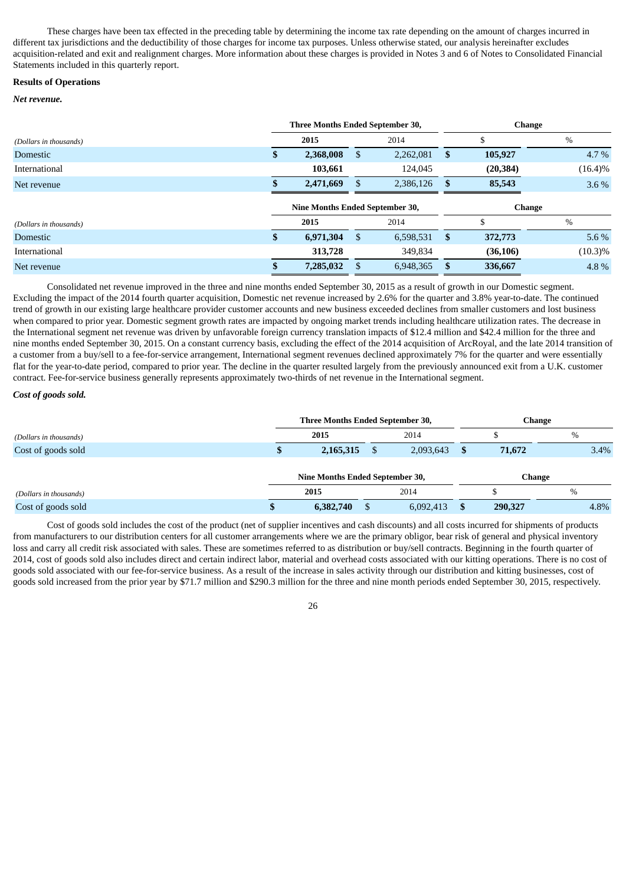These charges have been tax effected in the preceding table by determining the income tax rate depending on the amount of charges incurred in different tax jurisdictions and the deductibility of those charges for income tax purposes. Unless otherwise stated, our analysis hereinafter excludes acquisition-related and exit and realignment charges. More information about these charges is provided in Notes 3 and 6 of Notes to Consolidated Financial Statements included in this quarterly report.

**Results of Operations**

***Net revenue.***

| | Three Months Ended September 30, | | Change | |
|---|---|---|---|---|
| *(Dollars in thousands)* | **2015** | 2014 | $ | % |
| Domestic | **$ 2,368,008** | $ 2,262,081 | **$ 105,927** | 4.7 % |
| International | **103,661** | 124,045 | **(20,384)** | (16.4)% |
| Net revenue | **$ 2,471,669** | $ 2,386,126 | **$ 85,543** | 3.6 % |

| | Nine Months Ended September 30, | | Change | |
|---|---|---|---|---|
| *(Dollars in thousands)* | **2015** | 2014 | $ | % |
| Domestic | **$ 6,971,304** | $ 6,598,531 | **$ 372,773** | 5.6 % |
| International | **313,728** | 349,834 | **(36,106)** | (10.3)% |
| Net revenue | **$ 7,285,032** | $ 6,948,365 | **$ 336,667** | 4.8 % |

Consolidated net revenue improved in the three and nine months ended September 30, 2015 as a result of growth in our Domestic segment. Excluding the impact of the 2014 fourth quarter acquisition, Domestic net revenue increased by 2.6% for the quarter and 3.8% year-to-date. The continued trend of growth in our existing large healthcare provider customer accounts and new business exceeded declines from smaller customers and lost business when compared to prior year. Domestic segment growth rates are impacted by ongoing market trends including healthcare utilization rates. The decrease in the International segment net revenue was driven by unfavorable foreign currency translation impacts of $12.4 million and $42.4 million for the three and nine months ended September 30, 2015. On a constant currency basis, excluding the effect of the 2014 acquisition of ArcRoyal, and the late 2014 transition of a customer from a buy/sell to a fee-for-service arrangement, International segment revenues declined approximately 7% for the quarter and were essentially flat for the year-to-date period, compared to prior year. The decline in the quarter resulted largely from the previously announced exit from a U.K. customer contract. Fee-for-service business generally represents approximately two-thirds of net revenue in the International segment.

***Cost of goods sold.***

| | Three Months Ended September 30, | | Change | |
|---|---|---|---|---|
| *(Dollars in thousands)* | **2015** | 2014 | $ | % |
| Cost of goods sold | **$ 2,165,315** | $ 2,093,643 | **$ 71,672** | 3.4% |

| | Nine Months Ended September 30, | | Change | |
|---|---|---|---|---|
| *(Dollars in thousands)* | **2015** | 2014 | $ | % |
| Cost of goods sold | **$ 6,382,740** | $ 6,092,413 | **$ 290,327** | 4.8% |

Cost of goods sold includes the cost of the product (net of supplier incentives and cash discounts) and all costs incurred for shipments of products from manufacturers to our distribution centers for all customer arrangements where we are the primary obligor, bear risk of general and physical inventory loss and carry all credit risk associated with sales. These are sometimes referred to as distribution or buy/sell contracts. Beginning in the fourth quarter of 2014, cost of goods sold also includes direct and certain indirect labor, material and overhead costs associated with our kitting operations. There is no cost of goods sold associated with our fee-for-service business. As a result of the increase in sales activity through our distribution and kitting businesses, cost of goods sold increased from the prior year by $71.7 million and $290.3 million for the three and nine month periods ended September 30, 2015, respectively.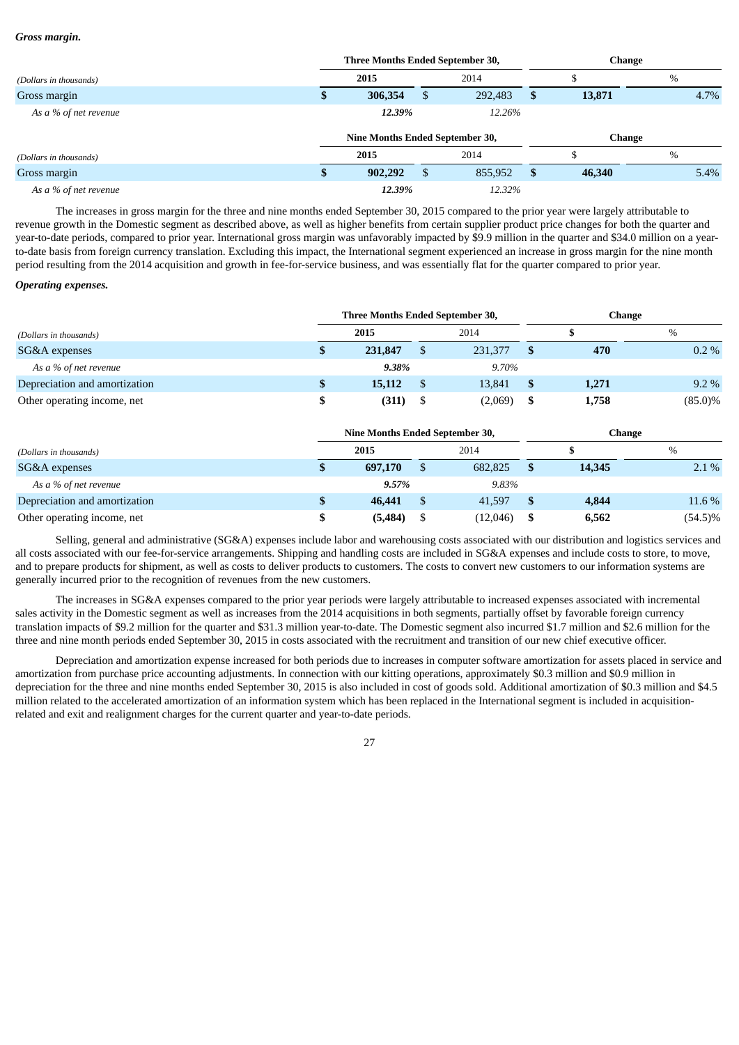***Gross margin.***

| *(Dollars in thousands)* | Three Months Ended September 30, | | Change | |
|---|---|---|---|---|
| | **2015** | 2014 | $ | % |
| Gross margin | **$ 306,354** | $ 292,483 | **$ 13,871** | 4.7% |
| *As a % of net revenue* | ***12.39%*** | *12.26%* | | |

| *(Dollars in thousands)* | Nine Months Ended September 30, | | Change | |
|---|---|---|---|---|
| | **2015** | 2014 | $ | % |
| Gross margin | **$ 902,292** | $ 855,952 | **$ 46,340** | 5.4% |
| *As a % of net revenue* | ***12.39%*** | *12.32%* | | |

The increases in gross margin for the three and nine months ended September 30, 2015 compared to the prior year were largely attributable to revenue growth in the Domestic segment as described above, as well as higher benefits from certain supplier product price changes for both the quarter and year-to-date periods, compared to prior year. International gross margin was unfavorably impacted by $9.9 million in the quarter and $34.0 million on a year-to-date basis from foreign currency translation. Excluding this impact, the International segment experienced an increase in gross margin for the nine month period resulting from the 2014 acquisition and growth in fee-for-service business, and was essentially flat for the quarter compared to prior year.

***Operating expenses.***

| *(Dollars in thousands)* | Three Months Ended September 30, | | Change | |
|---|---|---|---|---|
| | **2015** | 2014 | **$** | % |
| SG&A expenses | **$ 231,847** | $ 231,377 | **$ 470** | 0.2 % |
| *As a % of net revenue* | ***9.38%*** | *9.70%* | | |
| Depreciation and amortization | **$ 15,112** | $ 13,841 | **$ 1,271** | 9.2 % |
| Other operating income, net | **$ (311)** | $ (2,069) | **$ 1,758** | (85.0)% |

| *(Dollars in thousands)* | Nine Months Ended September 30, | | Change | |
|---|---|---|---|---|
| | **2015** | 2014 | **$** | % |
| SG&A expenses | **$ 697,170** | $ 682,825 | **$ 14,345** | 2.1 % |
| *As a % of net revenue* | ***9.57%*** | *9.83%* | | |
| Depreciation and amortization | **$ 46,441** | $ 41,597 | **$ 4,844** | 11.6 % |
| Other operating income, net | **$ (5,484)** | $ (12,046) | **$ 6,562** | (54.5)% |

Selling, general and administrative (SG&A) expenses include labor and warehousing costs associated with our distribution and logistics services and all costs associated with our fee-for-service arrangements. Shipping and handling costs are included in SG&A expenses and include costs to store, to move, and to prepare products for shipment, as well as costs to deliver products to customers. The costs to convert new customers to our information systems are generally incurred prior to the recognition of revenues from the new customers.

The increases in SG&A expenses compared to the prior year periods were largely attributable to increased expenses associated with incremental sales activity in the Domestic segment as well as increases from the 2014 acquisitions in both segments, partially offset by favorable foreign currency translation impacts of $9.2 million for the quarter and $31.3 million year-to-date. The Domestic segment also incurred $1.7 million and $2.6 million for the three and nine month periods ended September 30, 2015 in costs associated with the recruitment and transition of our new chief executive officer.

Depreciation and amortization expense increased for both periods due to increases in computer software amortization for assets placed in service and amortization from purchase price accounting adjustments. In connection with our kitting operations, approximately $0.3 million and $0.9 million in depreciation for the three and nine months ended September 30, 2015 is also included in cost of goods sold. Additional amortization of $0.3 million and $4.5 million related to the accelerated amortization of an information system which has been replaced in the International segment is included in acquisition-related and exit and realignment charges for the current quarter and year-to-date periods.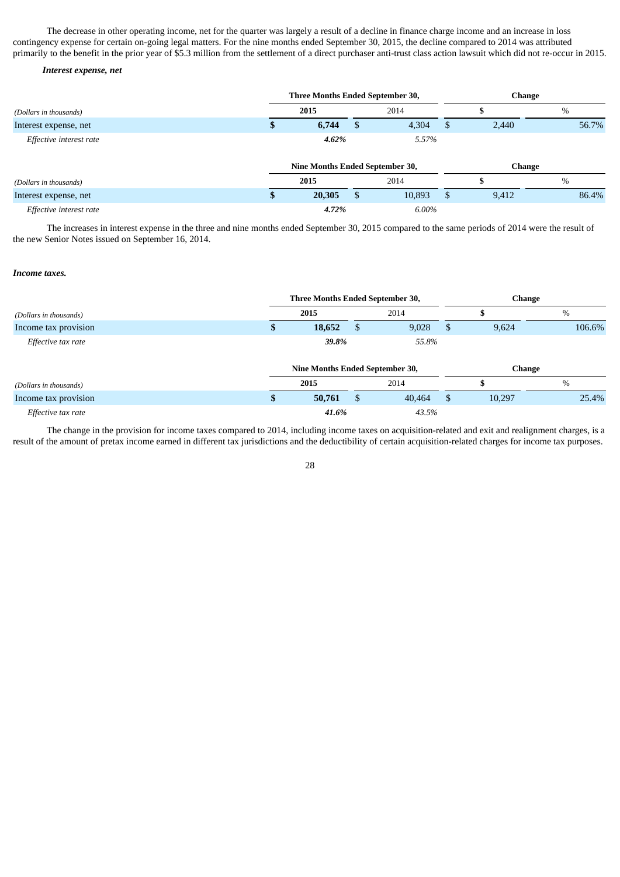The decrease in other operating income, net for the quarter was largely a result of a decline in finance charge income and an increase in loss contingency expense for certain on-going legal matters. For the nine months ended September 30, 2015, the decline compared to 2014 was attributed primarily to the benefit in the prior year of $5.3 million from the settlement of a direct purchaser anti-trust class action lawsuit which did not re-occur in 2015.

***Interest expense, net***

| | Three Months Ended September 30, | | Change | |
|---|---|---|---|---|
| *(Dollars in thousands)* | **2015** | 2014 | **$** | % |
| Interest expense, net | **$ 6,744** | $ 4,304 | $ 2,440 | 56.7% |
| *Effective interest rate* | ***4.62%*** | *5.57%* | | |

| | Nine Months Ended September 30, | | Change | |
|---|---|---|---|---|
| *(Dollars in thousands)* | **2015** | 2014 | **$** | % |
| Interest expense, net | **$ 20,305** | $ 10,893 | $ 9,412 | 86.4% |
| *Effective interest rate* | ***4.72%*** | *6.00%* | | |

The increases in interest expense in the three and nine months ended September 30, 2015 compared to the same periods of 2014 were the result of the new Senior Notes issued on September 16, 2014.

***Income taxes.***

| | Three Months Ended September 30, | | Change | |
|---|---|---|---|---|
| *(Dollars in thousands)* | **2015** | 2014 | **$** | % |
| Income tax provision | **$ 18,652** | $ 9,028 | $ 9,624 | 106.6% |
| *Effective tax rate* | ***39.8%*** | *55.8%* | | |

| | Nine Months Ended September 30, | | Change | |
|---|---|---|---|---|
| *(Dollars in thousands)* | **2015** | 2014 | **$** | % |
| Income tax provision | **$ 50,761** | $ 40,464 | $ 10,297 | 25.4% |
| *Effective tax rate* | ***41.6%*** | *43.5%* | | |

The change in the provision for income taxes compared to 2014, including income taxes on acquisition-related and exit and realignment charges, is a result of the amount of pretax income earned in different tax jurisdictions and the deductibility of certain acquisition-related charges for income tax purposes.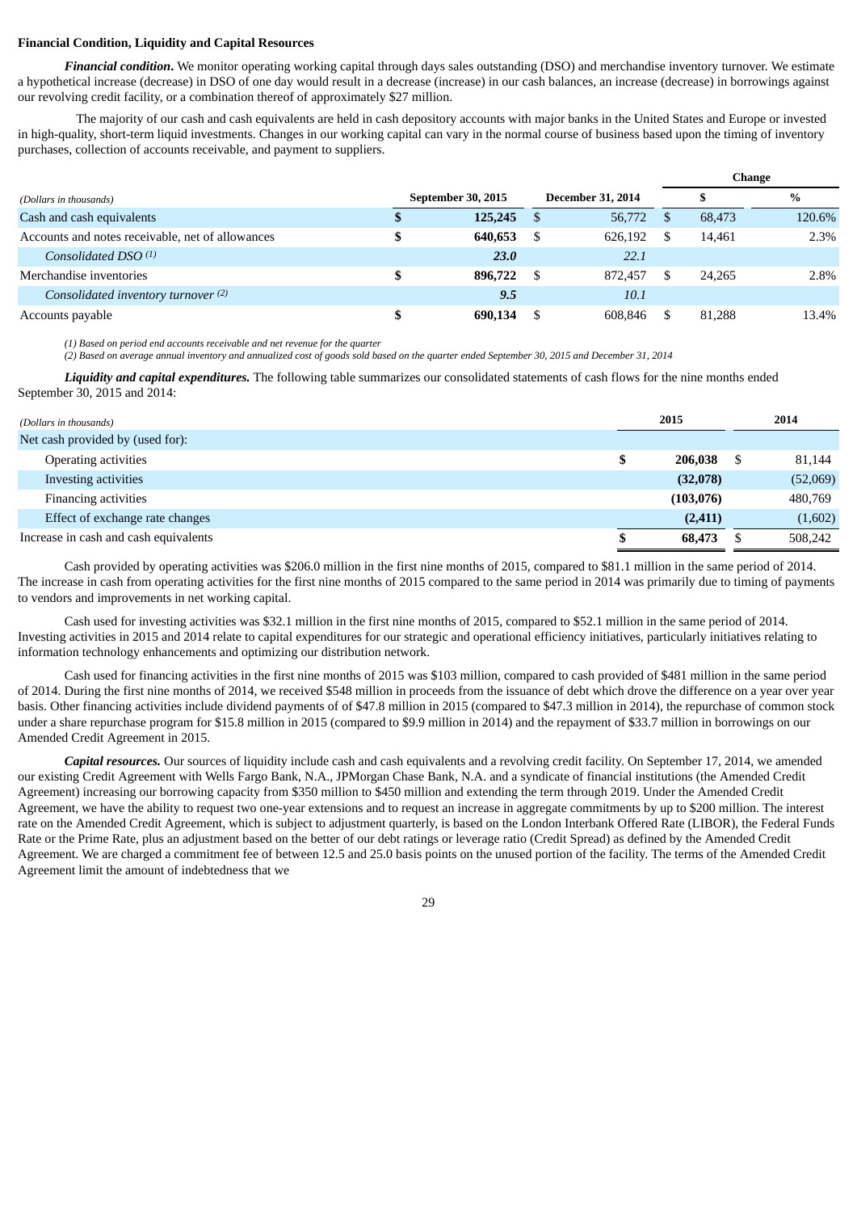**Financial Condition, Liquidity and Capital Resources**

***Financial condition***. We monitor operating working capital through days sales outstanding (DSO) and merchandise inventory turnover. We estimate a hypothetical increase (decrease) in DSO of one day would result in a decrease (increase) in our cash balances, an increase (decrease) in borrowings against our revolving credit facility, or a combination thereof of approximately $27 million.

The majority of our cash and cash equivalents are held in cash depository accounts with major banks in the United States and Europe or invested in high-quality, short-term liquid investments. Changes in our working capital can vary in the normal course of business based upon the timing of inventory purchases, collection of accounts receivable, and payment to suppliers.

| *(Dollars in thousands)* | September 30, 2015 | December 31, 2014 | Change $ | Change % |
|---|---|---|---|---|
| Cash and cash equivalents | **$ 125,245** | $ 56,772 | $ 68,473 | 120.6% |
| Accounts and notes receivable, net of allowances | **$ 640,653** | $ 626,192 | $ 14,461 | 2.3% |
| *Consolidated DSO (1)* | ***23.0*** | *22.1* | | |
| Merchandise inventories | **$ 896,722** | $ 872,457 | $ 24,265 | 2.8% |
| *Consolidated inventory turnover (2)* | ***9.5*** | *10.1* | | |
| Accounts payable | **$ 690,134** | $ 608,846 | $ 81,288 | 13.4% |

*(1) Based on period end accounts receivable and net revenue for the quarter*
*(2) Based on average annual inventory and annualized cost of goods sold based on the quarter ended September 30, 2015 and December 31, 2014*

***Liquidity and capital expenditures.*** The following table summarizes our consolidated statements of cash flows for the nine months ended September 30, 2015 and 2014:

| *(Dollars in thousands)* | 2015 | 2014 |
|---|---|---|
| Net cash provided by (used for): | | |
| Operating activities | **$ 206,038** | $ 81,144 |
| Investing activities | **(32,078)** | (52,069) |
| Financing activities | **(103,076)** | 480,769 |
| Effect of exchange rate changes | **(2,411)** | (1,602) |
| Increase in cash and cash equivalents | **$ 68,473** | $ 508,242 |

Cash provided by operating activities was $206.0 million in the first nine months of 2015, compared to $81.1 million in the same period of 2014. The increase in cash from operating activities for the first nine months of 2015 compared to the same period in 2014 was primarily due to timing of payments to vendors and improvements in net working capital.

Cash used for investing activities was $32.1 million in the first nine months of 2015, compared to $52.1 million in the same period of 2014. Investing activities in 2015 and 2014 relate to capital expenditures for our strategic and operational efficiency initiatives, particularly initiatives relating to information technology enhancements and optimizing our distribution network.

Cash used for financing activities in the first nine months of 2015 was $103 million, compared to cash provided of $481 million in the same period of 2014. During the first nine months of 2014, we received $548 million in proceeds from the issuance of debt which drove the difference on a year over year basis. Other financing activities include dividend payments of of $47.8 million in 2015 (compared to $47.3 million in 2014), the repurchase of common stock under a share repurchase program for $15.8 million in 2015 (compared to $9.9 million in 2014) and the repayment of $33.7 million in borrowings on our Amended Credit Agreement in 2015.

***Capital resources.*** Our sources of liquidity include cash and cash equivalents and a revolving credit facility. On September 17, 2014, we amended our existing Credit Agreement with Wells Fargo Bank, N.A., JPMorgan Chase Bank, N.A. and a syndicate of financial institutions (the Amended Credit Agreement) increasing our borrowing capacity from $350 million to $450 million and extending the term through 2019. Under the Amended Credit Agreement, we have the ability to request two one-year extensions and to request an increase in aggregate commitments by up to $200 million. The interest rate on the Amended Credit Agreement, which is subject to adjustment quarterly, is based on the London Interbank Offered Rate (LIBOR), the Federal Funds Rate or the Prime Rate, plus an adjustment based on the better of our debt ratings or leverage ratio (Credit Spread) as defined by the Amended Credit Agreement. We are charged a commitment fee of between 12.5 and 25.0 basis points on the unused portion of the facility. The terms of the Amended Credit Agreement limit the amount of indebtedness that we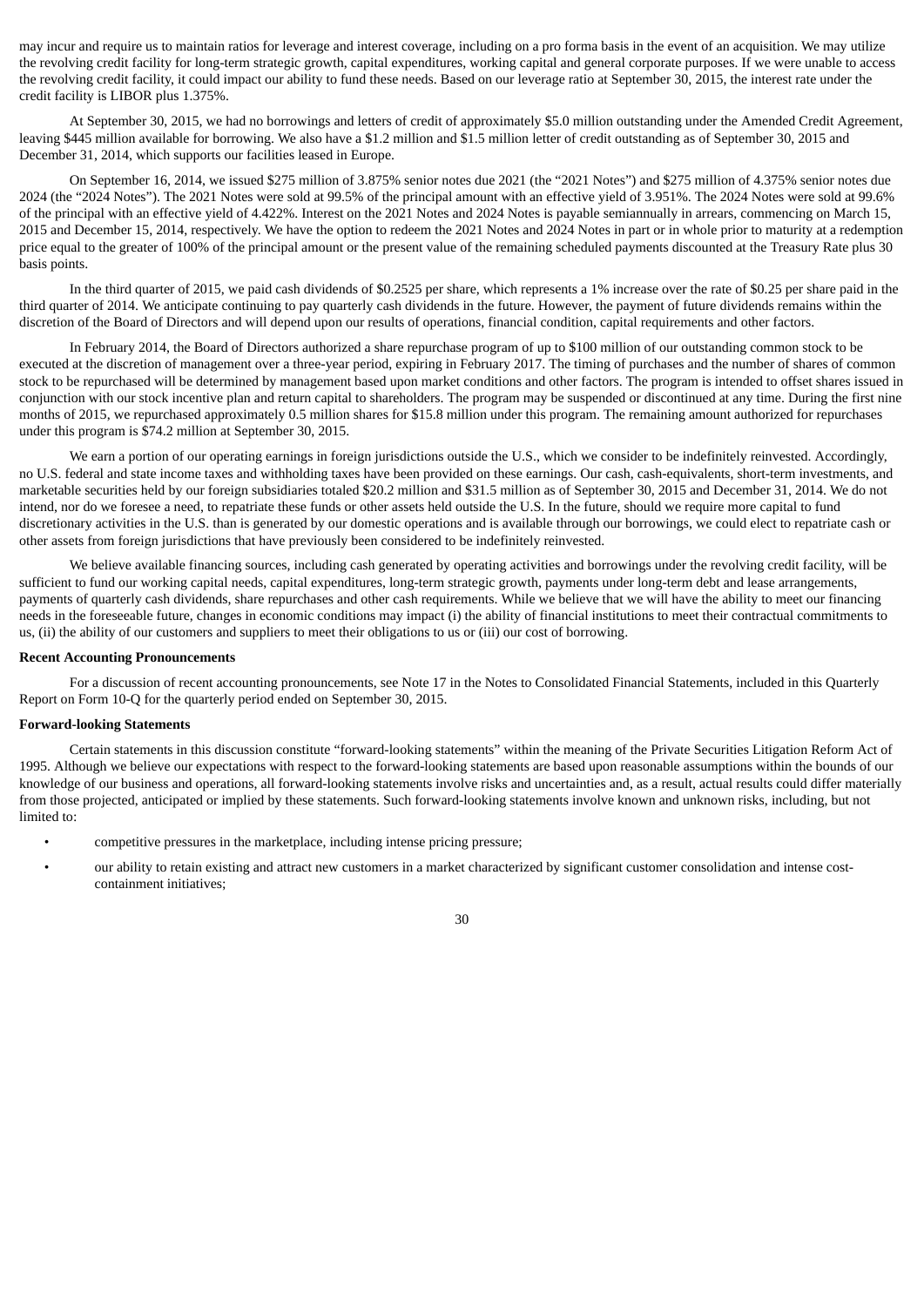may incur and require us to maintain ratios for leverage and interest coverage, including on a pro forma basis in the event of an acquisition. We may utilize the revolving credit facility for long-term strategic growth, capital expenditures, working capital and general corporate purposes. If we were unable to access the revolving credit facility, it could impact our ability to fund these needs. Based on our leverage ratio at September 30, 2015, the interest rate under the credit facility is LIBOR plus 1.375%.

At September 30, 2015, we had no borrowings and letters of credit of approximately $5.0 million outstanding under the Amended Credit Agreement, leaving $445 million available for borrowing. We also have a $1.2 million and $1.5 million letter of credit outstanding as of September 30, 2015 and December 31, 2014, which supports our facilities leased in Europe.

On September 16, 2014, we issued $275 million of 3.875% senior notes due 2021 (the "2021 Notes") and $275 million of 4.375% senior notes due 2024 (the "2024 Notes"). The 2021 Notes were sold at 99.5% of the principal amount with an effective yield of 3.951%. The 2024 Notes were sold at 99.6% of the principal with an effective yield of 4.422%. Interest on the 2021 Notes and 2024 Notes is payable semiannually in arrears, commencing on March 15, 2015 and December 15, 2014, respectively. We have the option to redeem the 2021 Notes and 2024 Notes in part or in whole prior to maturity at a redemption price equal to the greater of 100% of the principal amount or the present value of the remaining scheduled payments discounted at the Treasury Rate plus 30 basis points.

In the third quarter of 2015, we paid cash dividends of $0.2525 per share, which represents a 1% increase over the rate of $0.25 per share paid in the third quarter of 2014. We anticipate continuing to pay quarterly cash dividends in the future. However, the payment of future dividends remains within the discretion of the Board of Directors and will depend upon our results of operations, financial condition, capital requirements and other factors.

In February 2014, the Board of Directors authorized a share repurchase program of up to $100 million of our outstanding common stock to be executed at the discretion of management over a three-year period, expiring in February 2017. The timing of purchases and the number of shares of common stock to be repurchased will be determined by management based upon market conditions and other factors. The program is intended to offset shares issued in conjunction with our stock incentive plan and return capital to shareholders. The program may be suspended or discontinued at any time. During the first nine months of 2015, we repurchased approximately 0.5 million shares for $15.8 million under this program. The remaining amount authorized for repurchases under this program is $74.2 million at September 30, 2015.

We earn a portion of our operating earnings in foreign jurisdictions outside the U.S., which we consider to be indefinitely reinvested. Accordingly, no U.S. federal and state income taxes and withholding taxes have been provided on these earnings. Our cash, cash-equivalents, short-term investments, and marketable securities held by our foreign subsidiaries totaled $20.2 million and $31.5 million as of September 30, 2015 and December 31, 2014. We do not intend, nor do we foresee a need, to repatriate these funds or other assets held outside the U.S. In the future, should we require more capital to fund discretionary activities in the U.S. than is generated by our domestic operations and is available through our borrowings, we could elect to repatriate cash or other assets from foreign jurisdictions that have previously been considered to be indefinitely reinvested.

We believe available financing sources, including cash generated by operating activities and borrowings under the revolving credit facility, will be sufficient to fund our working capital needs, capital expenditures, long-term strategic growth, payments under long-term debt and lease arrangements, payments of quarterly cash dividends, share repurchases and other cash requirements. While we believe that we will have the ability to meet our financing needs in the foreseeable future, changes in economic conditions may impact (i) the ability of financial institutions to meet their contractual commitments to us, (ii) the ability of our customers and suppliers to meet their obligations to us or (iii) our cost of borrowing.

**Recent Accounting Pronouncements**

For a discussion of recent accounting pronouncements, see Note 17 in the Notes to Consolidated Financial Statements, included in this Quarterly Report on Form 10-Q for the quarterly period ended on September 30, 2015.

**Forward-looking Statements**

Certain statements in this discussion constitute "forward-looking statements" within the meaning of the Private Securities Litigation Reform Act of 1995. Although we believe our expectations with respect to the forward-looking statements are based upon reasonable assumptions within the bounds of our knowledge of our business and operations, all forward-looking statements involve risks and uncertainties and, as a result, actual results could differ materially from those projected, anticipated or implied by these statements. Such forward-looking statements involve known and unknown risks, including, but not limited to:

- competitive pressures in the marketplace, including intense pricing pressure;
- our ability to retain existing and attract new customers in a market characterized by significant customer consolidation and intense cost-containment initiatives;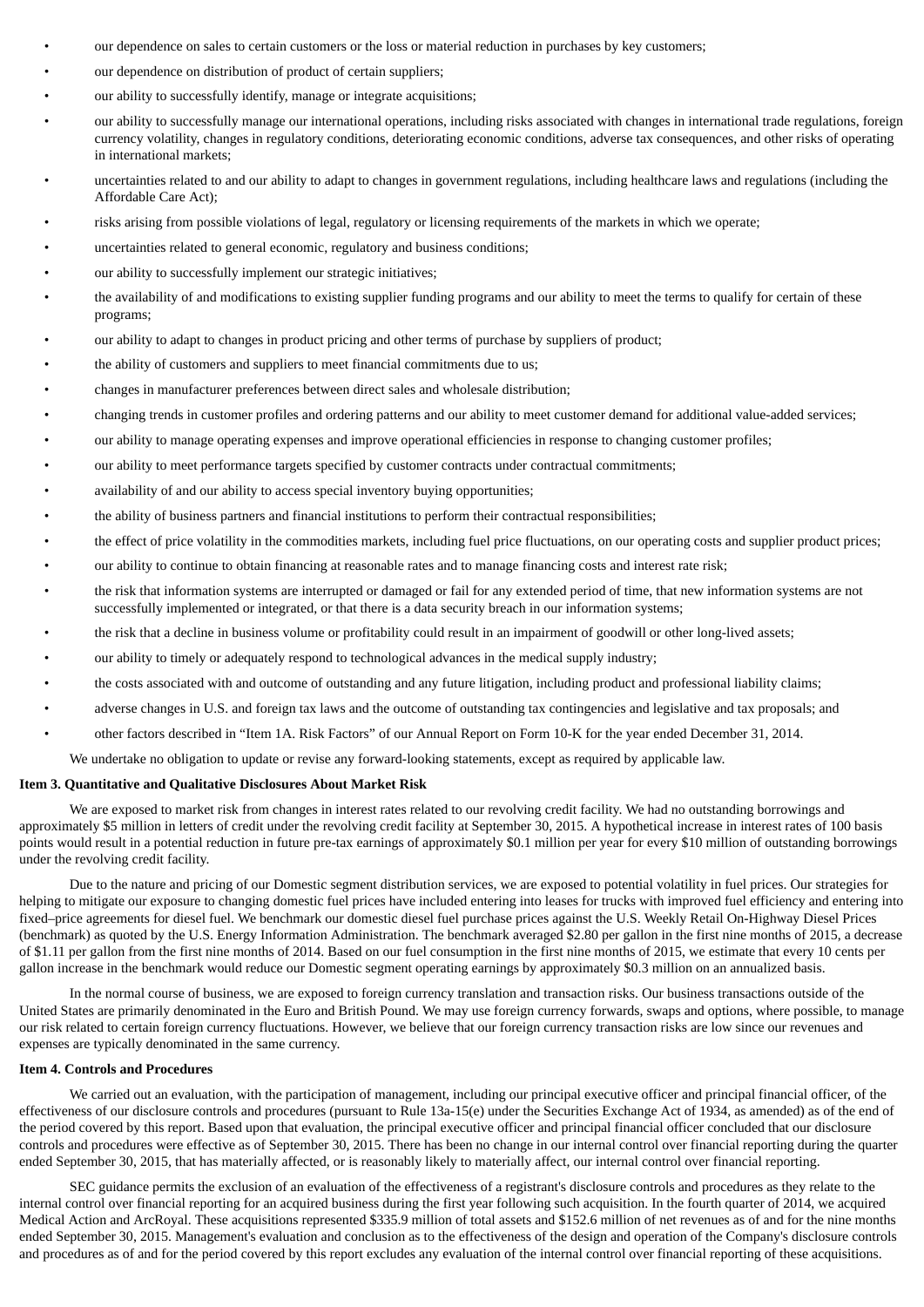- our dependence on sales to certain customers or the loss or material reduction in purchases by key customers;
- our dependence on distribution of product of certain suppliers;
- our ability to successfully identify, manage or integrate acquisitions;
- our ability to successfully manage our international operations, including risks associated with changes in international trade regulations, foreign currency volatility, changes in regulatory conditions, deteriorating economic conditions, adverse tax consequences, and other risks of operating in international markets;
- uncertainties related to and our ability to adapt to changes in government regulations, including healthcare laws and regulations (including the Affordable Care Act);
- risks arising from possible violations of legal, regulatory or licensing requirements of the markets in which we operate;
- uncertainties related to general economic, regulatory and business conditions;
- our ability to successfully implement our strategic initiatives;
- the availability of and modifications to existing supplier funding programs and our ability to meet the terms to qualify for certain of these programs;
- our ability to adapt to changes in product pricing and other terms of purchase by suppliers of product;
- the ability of customers and suppliers to meet financial commitments due to us;
- changes in manufacturer preferences between direct sales and wholesale distribution;
- changing trends in customer profiles and ordering patterns and our ability to meet customer demand for additional value-added services;
- our ability to manage operating expenses and improve operational efficiencies in response to changing customer profiles;
- our ability to meet performance targets specified by customer contracts under contractual commitments;
- availability of and our ability to access special inventory buying opportunities;
- the ability of business partners and financial institutions to perform their contractual responsibilities;
- the effect of price volatility in the commodities markets, including fuel price fluctuations, on our operating costs and supplier product prices;
- our ability to continue to obtain financing at reasonable rates and to manage financing costs and interest rate risk;
- the risk that information systems are interrupted or damaged or fail for any extended period of time, that new information systems are not successfully implemented or integrated, or that there is a data security breach in our information systems;
- the risk that a decline in business volume or profitability could result in an impairment of goodwill or other long-lived assets;
- our ability to timely or adequately respond to technological advances in the medical supply industry;
- the costs associated with and outcome of outstanding and any future litigation, including product and professional liability claims;
- adverse changes in U.S. and foreign tax laws and the outcome of outstanding tax contingencies and legislative and tax proposals; and
- other factors described in "Item 1A. Risk Factors" of our Annual Report on Form 10-K for the year ended December 31, 2014.

We undertake no obligation to update or revise any forward-looking statements, except as required by applicable law.

**Item 3. Quantitative and Qualitative Disclosures About Market Risk**

We are exposed to market risk from changes in interest rates related to our revolving credit facility. We had no outstanding borrowings and approximately $5 million in letters of credit under the revolving credit facility at September 30, 2015. A hypothetical increase in interest rates of 100 basis points would result in a potential reduction in future pre-tax earnings of approximately $0.1 million per year for every $10 million of outstanding borrowings under the revolving credit facility.

Due to the nature and pricing of our Domestic segment distribution services, we are exposed to potential volatility in fuel prices. Our strategies for helping to mitigate our exposure to changing domestic fuel prices have included entering into leases for trucks with improved fuel efficiency and entering into fixed–price agreements for diesel fuel. We benchmark our domestic diesel fuel purchase prices against the U.S. Weekly Retail On-Highway Diesel Prices (benchmark) as quoted by the U.S. Energy Information Administration. The benchmark averaged $2.80 per gallon in the first nine months of 2015, a decrease of $1.11 per gallon from the first nine months of 2014. Based on our fuel consumption in the first nine months of 2015, we estimate that every 10 cents per gallon increase in the benchmark would reduce our Domestic segment operating earnings by approximately $0.3 million on an annualized basis.

In the normal course of business, we are exposed to foreign currency translation and transaction risks. Our business transactions outside of the United States are primarily denominated in the Euro and British Pound. We may use foreign currency forwards, swaps and options, where possible, to manage our risk related to certain foreign currency fluctuations. However, we believe that our foreign currency transaction risks are low since our revenues and expenses are typically denominated in the same currency.

**Item 4. Controls and Procedures**

We carried out an evaluation, with the participation of management, including our principal executive officer and principal financial officer, of the effectiveness of our disclosure controls and procedures (pursuant to Rule 13a-15(e) under the Securities Exchange Act of 1934, as amended) as of the end of the period covered by this report. Based upon that evaluation, the principal executive officer and principal financial officer concluded that our disclosure controls and procedures were effective as of September 30, 2015. There has been no change in our internal control over financial reporting during the quarter ended September 30, 2015, that has materially affected, or is reasonably likely to materially affect, our internal control over financial reporting.

SEC guidance permits the exclusion of an evaluation of the effectiveness of a registrant's disclosure controls and procedures as they relate to the internal control over financial reporting for an acquired business during the first year following such acquisition. In the fourth quarter of 2014, we acquired Medical Action and ArcRoyal. These acquisitions represented $335.9 million of total assets and $152.6 million of net revenues as of and for the nine months ended September 30, 2015. Management's evaluation and conclusion as to the effectiveness of the design and operation of the Company's disclosure controls and procedures as of and for the period covered by this report excludes any evaluation of the internal control over financial reporting of these acquisitions.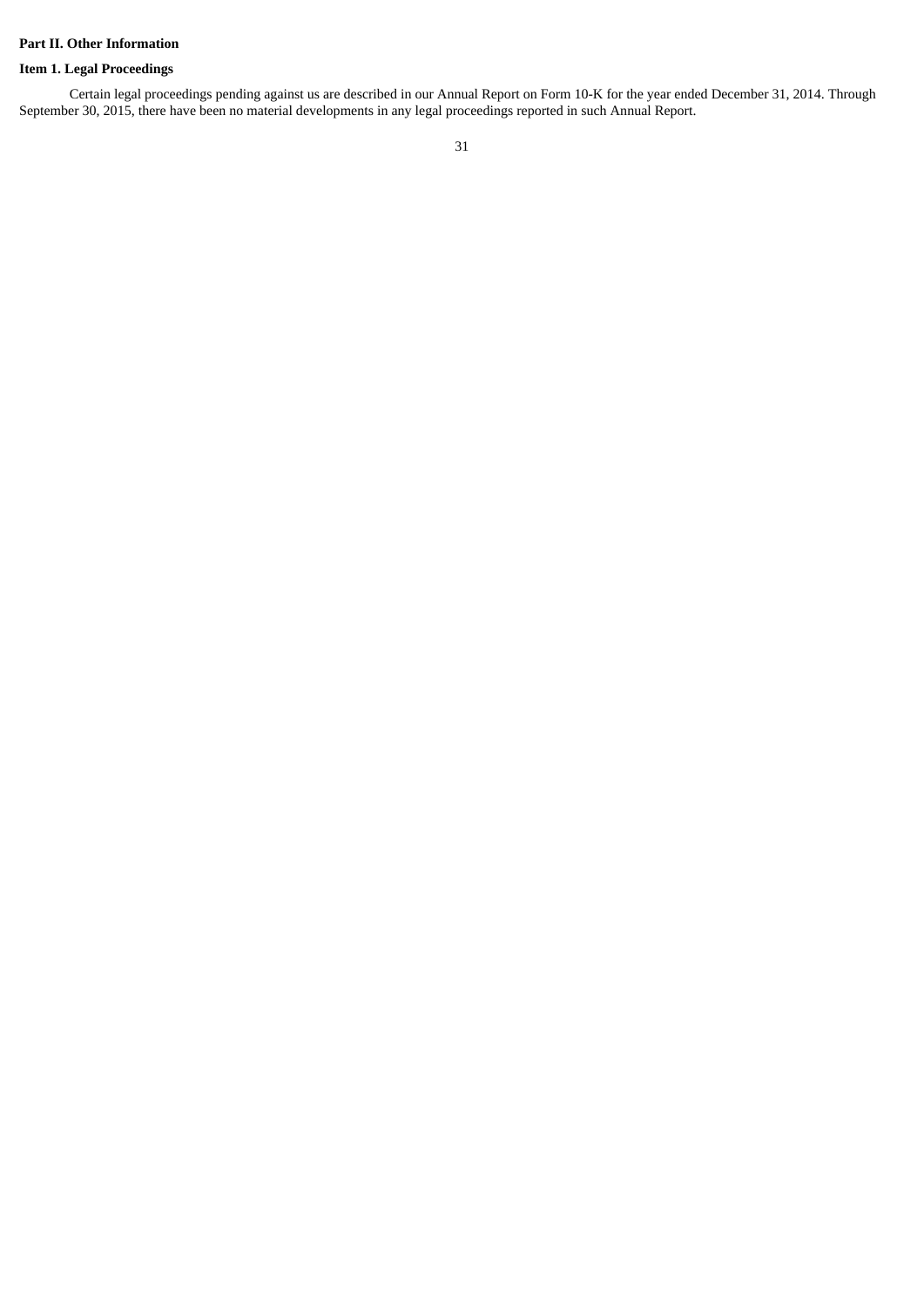**Part II. Other Information**

**Item 1. Legal Proceedings**

Certain legal proceedings pending against us are described in our Annual Report on Form 10-K for the year ended December 31, 2014. Through September 30, 2015, there have been no material developments in any legal proceedings reported in such Annual Report.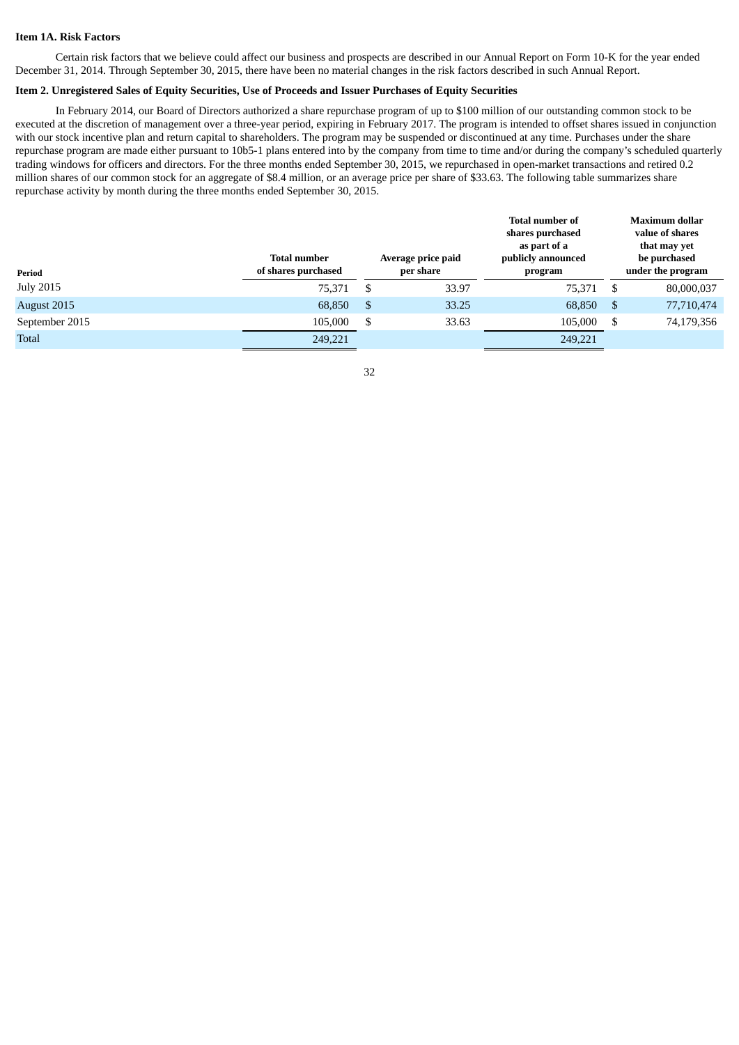**Item 1A. Risk Factors**

Certain risk factors that we believe could affect our business and prospects are described in our Annual Report on Form 10-K for the year ended December 31, 2014. Through September 30, 2015, there have been no material changes in the risk factors described in such Annual Report.

**Item 2. Unregistered Sales of Equity Securities, Use of Proceeds and Issuer Purchases of Equity Securities**

In February 2014, our Board of Directors authorized a share repurchase program of up to $100 million of our outstanding common stock to be executed at the discretion of management over a three-year period, expiring in February 2017. The program is intended to offset shares issued in conjunction with our stock incentive plan and return capital to shareholders. The program may be suspended or discontinued at any time. Purchases under the share repurchase program are made either pursuant to 10b5-1 plans entered into by the company from time to time and/or during the company's scheduled quarterly trading windows for officers and directors. For the three months ended September 30, 2015, we repurchased in open-market transactions and retired 0.2 million shares of our common stock for an aggregate of $8.4 million, or an average price per share of $33.63. The following table summarizes share repurchase activity by month during the three months ended September 30, 2015.

| Period | Total number of shares purchased | Average price paid per share | Total number of shares purchased as part of a publicly announced program | Maximum dollar value of shares that may yet be purchased under the program |
|---|---|---|---|---|
| July 2015 | 75,371 | $ 33.97 | 75,371 | $ 80,000,037 |
| August 2015 | 68,850 | $ 33.25 | 68,850 | $ 77,710,474 |
| September 2015 | 105,000 | $ 33.63 | 105,000 | $ 74,179,356 |
| Total | 249,221 | | 249,221 | |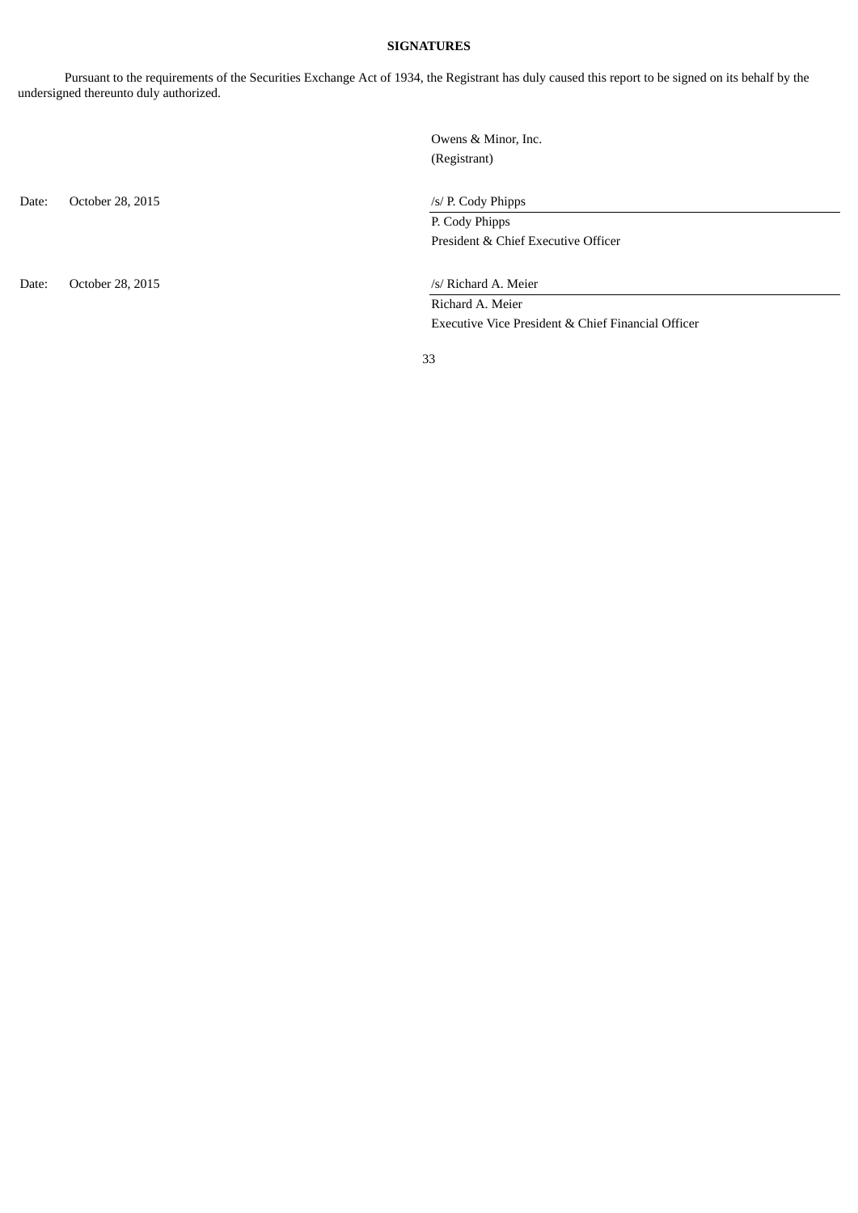**SIGNATURES**

Pursuant to the requirements of the Securities Exchange Act of 1934, the Registrant has duly caused this report to be signed on its behalf by the undersigned thereunto duly authorized.

Owens & Minor, Inc.
(Registrant)

| | |
|---|---|
| Date: October 28, 2015 | /s/ P. Cody Phipps |
| | P. Cody Phipps |
| | President & Chief Executive Officer |
| | |
| Date: October 28, 2015 | /s/ Richard A. Meier |
| | Richard A. Meier |
| | Executive Vice President & Chief Financial Officer |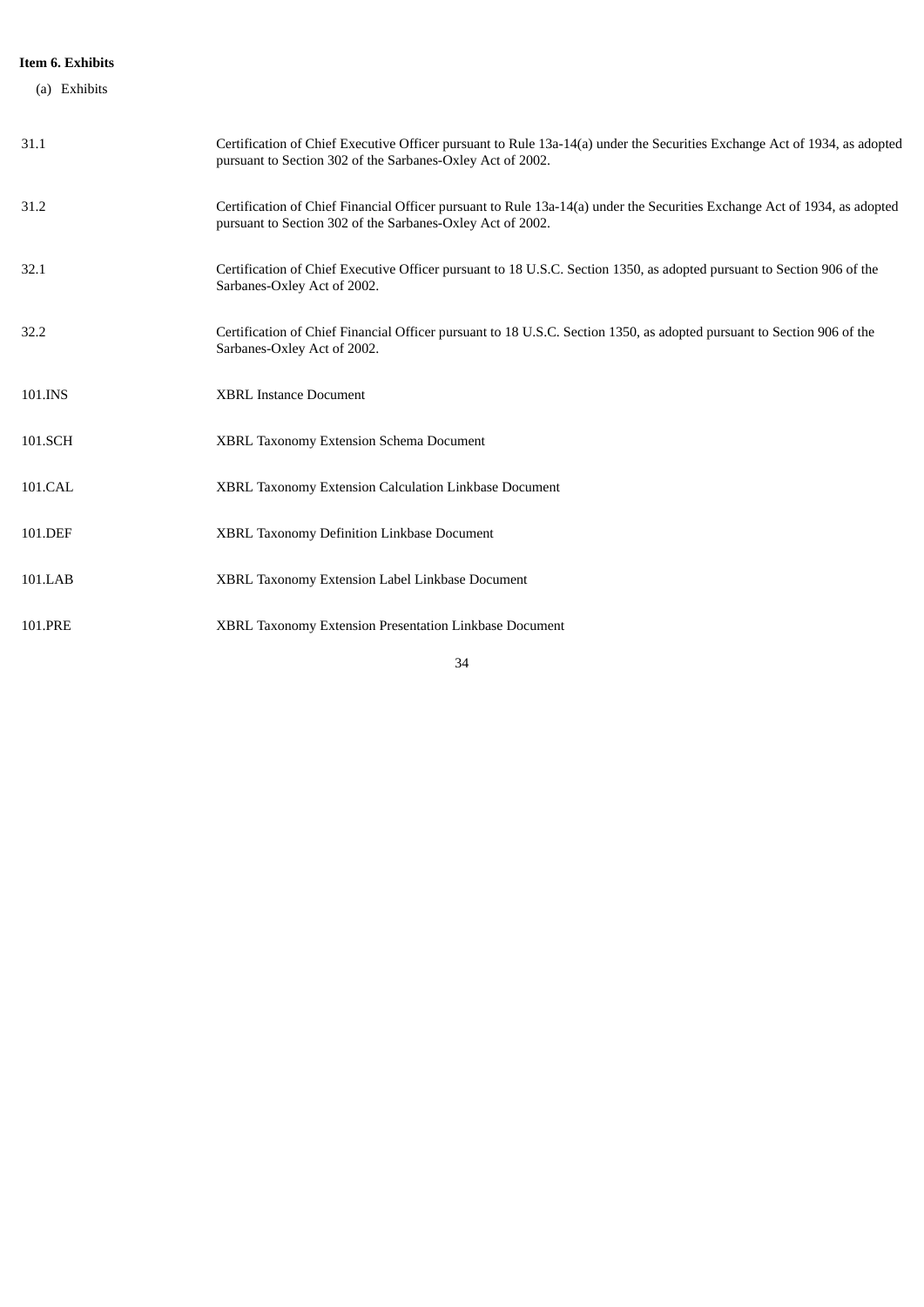**Item 6. Exhibits**

(a) Exhibits

| | |
|---|---|
| 31.1 | Certification of Chief Executive Officer pursuant to Rule 13a-14(a) under the Securities Exchange Act of 1934, as adopted pursuant to Section 302 of the Sarbanes-Oxley Act of 2002. |
| 31.2 | Certification of Chief Financial Officer pursuant to Rule 13a-14(a) under the Securities Exchange Act of 1934, as adopted pursuant to Section 302 of the Sarbanes-Oxley Act of 2002. |
| 32.1 | Certification of Chief Executive Officer pursuant to 18 U.S.C. Section 1350, as adopted pursuant to Section 906 of the Sarbanes-Oxley Act of 2002. |
| 32.2 | Certification of Chief Financial Officer pursuant to 18 U.S.C. Section 1350, as adopted pursuant to Section 906 of the Sarbanes-Oxley Act of 2002. |
| 101.INS | XBRL Instance Document |
| 101.SCH | XBRL Taxonomy Extension Schema Document |
| 101.CAL | XBRL Taxonomy Extension Calculation Linkbase Document |
| 101.DEF | XBRL Taxonomy Definition Linkbase Document |
| 101.LAB | XBRL Taxonomy Extension Label Linkbase Document |
| 101.PRE | XBRL Taxonomy Extension Presentation Linkbase Document |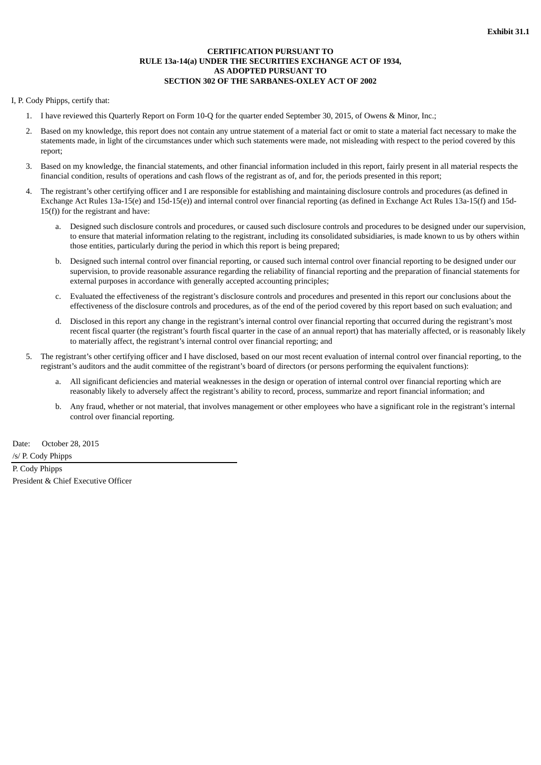**Exhibit 31.1**

**CERTIFICATION PURSUANT TO**
**RULE 13a-14(a) UNDER THE SECURITIES EXCHANGE ACT OF 1934,**
**AS ADOPTED PURSUANT TO**
**SECTION 302 OF THE SARBANES-OXLEY ACT OF 2002**

I, P. Cody Phipps, certify that:

1. I have reviewed this Quarterly Report on Form 10-Q for the quarter ended September 30, 2015, of Owens & Minor, Inc.;
2. Based on my knowledge, this report does not contain any untrue statement of a material fact or omit to state a material fact necessary to make the statements made, in light of the circumstances under which such statements were made, not misleading with respect to the period covered by this report;
3. Based on my knowledge, the financial statements, and other financial information included in this report, fairly present in all material respects the financial condition, results of operations and cash flows of the registrant as of, and for, the periods presented in this report;
4. The registrant's other certifying officer and I are responsible for establishing and maintaining disclosure controls and procedures (as defined in Exchange Act Rules 13a-15(e) and 15d-15(e)) and internal control over financial reporting (as defined in Exchange Act Rules 13a-15(f) and 15d-15(f)) for the registrant and have:
    a. Designed such disclosure controls and procedures, or caused such disclosure controls and procedures to be designed under our supervision, to ensure that material information relating to the registrant, including its consolidated subsidiaries, is made known to us by others within those entities, particularly during the period in which this report is being prepared;
    b. Designed such internal control over financial reporting, or caused such internal control over financial reporting to be designed under our supervision, to provide reasonable assurance regarding the reliability of financial reporting and the preparation of financial statements for external purposes in accordance with generally accepted accounting principles;
    c. Evaluated the effectiveness of the registrant's disclosure controls and procedures and presented in this report our conclusions about the effectiveness of the disclosure controls and procedures, as of the end of the period covered by this report based on such evaluation; and
    d. Disclosed in this report any change in the registrant's internal control over financial reporting that occurred during the registrant's most recent fiscal quarter (the registrant's fourth fiscal quarter in the case of an annual report) that has materially affected, or is reasonably likely to materially affect, the registrant's internal control over financial reporting; and
5. The registrant's other certifying officer and I have disclosed, based on our most recent evaluation of internal control over financial reporting, to the registrant's auditors and the audit committee of the registrant's board of directors (or persons performing the equivalent functions):
    a. All significant deficiencies and material weaknesses in the design or operation of internal control over financial reporting which are reasonably likely to adversely affect the registrant's ability to record, process, summarize and report financial information; and
    b. Any fraud, whether or not material, that involves management or other employees who have a significant role in the registrant's internal control over financial reporting.

Date: October 28, 2015

/s/ P. Cody Phipps

P. Cody Phipps
President & Chief Executive Officer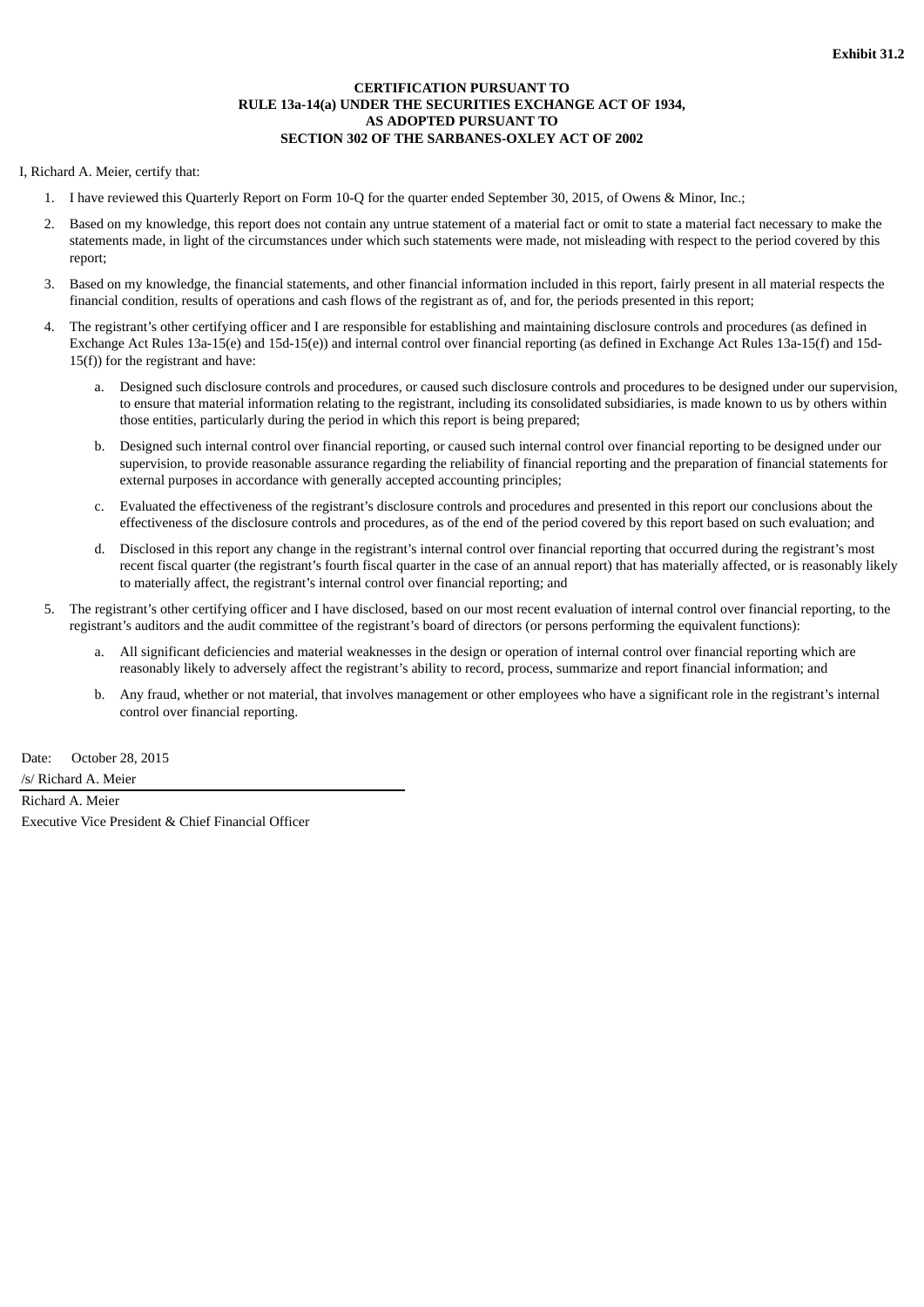**Exhibit 31.2**

**CERTIFICATION PURSUANT TO
RULE 13a-14(a) UNDER THE SECURITIES EXCHANGE ACT OF 1934,
AS ADOPTED PURSUANT TO
SECTION 302 OF THE SARBANES-OXLEY ACT OF 2002**

I, Richard A. Meier, certify that:

1. I have reviewed this Quarterly Report on Form 10-Q for the quarter ended September 30, 2015, of Owens & Minor, Inc.;
2. Based on my knowledge, this report does not contain any untrue statement of a material fact or omit to state a material fact necessary to make the statements made, in light of the circumstances under which such statements were made, not misleading with respect to the period covered by this report;
3. Based on my knowledge, the financial statements, and other financial information included in this report, fairly present in all material respects the financial condition, results of operations and cash flows of the registrant as of, and for, the periods presented in this report;
4. The registrant's other certifying officer and I are responsible for establishing and maintaining disclosure controls and procedures (as defined in Exchange Act Rules 13a-15(e) and 15d-15(e)) and internal control over financial reporting (as defined in Exchange Act Rules 13a-15(f) and 15d-15(f)) for the registrant and have:
   a. Designed such disclosure controls and procedures, or caused such disclosure controls and procedures to be designed under our supervision, to ensure that material information relating to the registrant, including its consolidated subsidiaries, is made known to us by others within those entities, particularly during the period in which this report is being prepared;
   b. Designed such internal control over financial reporting, or caused such internal control over financial reporting to be designed under our supervision, to provide reasonable assurance regarding the reliability of financial reporting and the preparation of financial statements for external purposes in accordance with generally accepted accounting principles;
   c. Evaluated the effectiveness of the registrant's disclosure controls and procedures and presented in this report our conclusions about the effectiveness of the disclosure controls and procedures, as of the end of the period covered by this report based on such evaluation; and
   d. Disclosed in this report any change in the registrant's internal control over financial reporting that occurred during the registrant's most recent fiscal quarter (the registrant's fourth fiscal quarter in the case of an annual report) that has materially affected, or is reasonably likely to materially affect, the registrant's internal control over financial reporting; and
5. The registrant's other certifying officer and I have disclosed, based on our most recent evaluation of internal control over financial reporting, to the registrant's auditors and the audit committee of the registrant's board of directors (or persons performing the equivalent functions):
   a. All significant deficiencies and material weaknesses in the design or operation of internal control over financial reporting which are reasonably likely to adversely affect the registrant's ability to record, process, summarize and report financial information; and
   b. Any fraud, whether or not material, that involves management or other employees who have a significant role in the registrant's internal control over financial reporting.

Date: October 28, 2015

/s/ Richard A. Meier

Richard A. Meier
Executive Vice President & Chief Financial Officer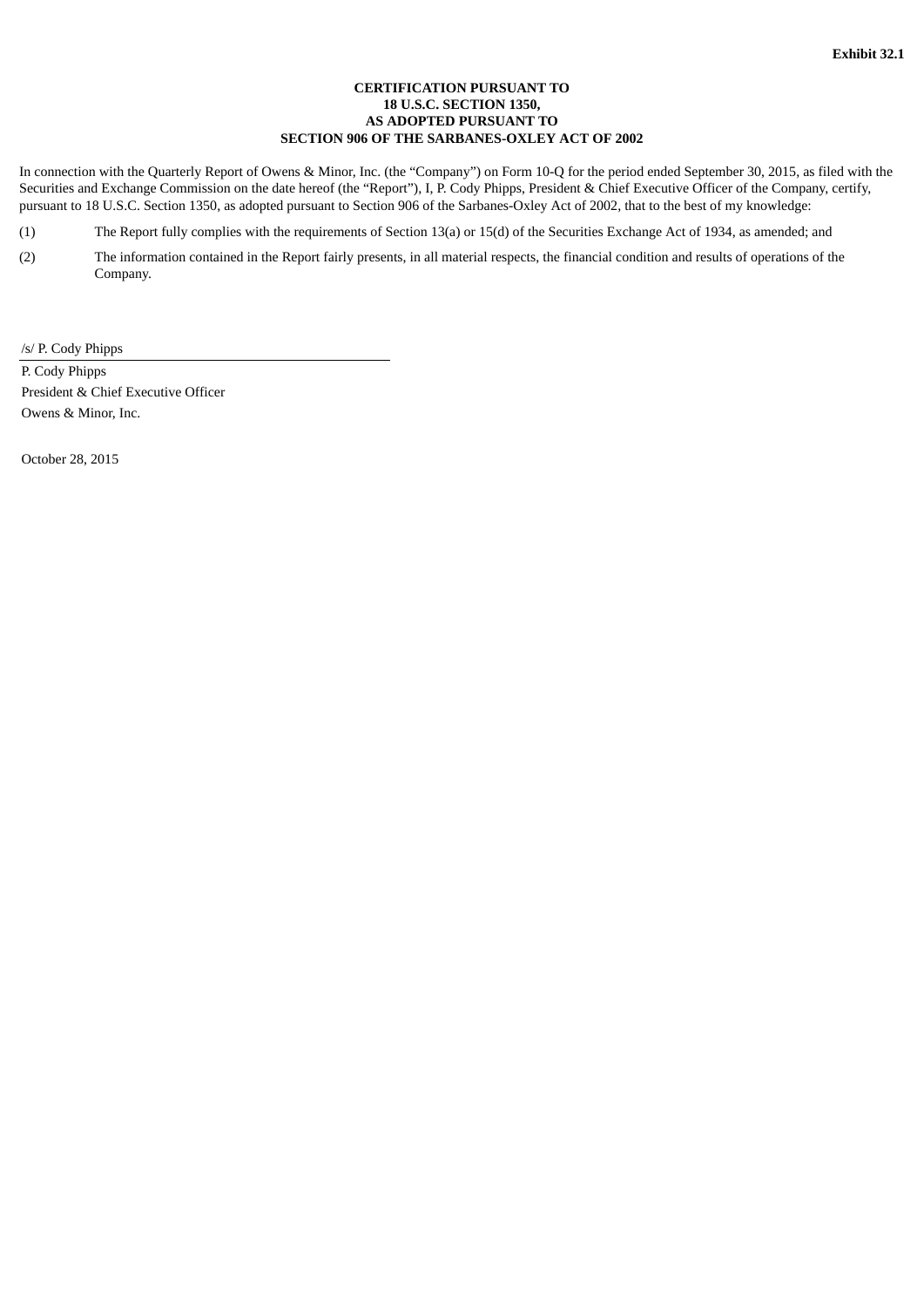**Exhibit 32.1**

**CERTIFICATION PURSUANT TO**
**18 U.S.C. SECTION 1350,**
**AS ADOPTED PURSUANT TO**
**SECTION 906 OF THE SARBANES-OXLEY ACT OF 2002**

In connection with the Quarterly Report of Owens & Minor, Inc. (the "Company") on Form 10-Q for the period ended September 30, 2015, as filed with the Securities and Exchange Commission on the date hereof (the "Report"), I, P. Cody Phipps, President & Chief Executive Officer of the Company, certify, pursuant to 18 U.S.C. Section 1350, as adopted pursuant to Section 906 of the Sarbanes-Oxley Act of 2002, that to the best of my knowledge:

(1) The Report fully complies with the requirements of Section 13(a) or 15(d) of the Securities Exchange Act of 1934, as amended; and

(2) The information contained in the Report fairly presents, in all material respects, the financial condition and results of operations of the Company.

/s/ P. Cody Phipps

P. Cody Phipps
President & Chief Executive Officer
Owens & Minor, Inc.

October 28, 2015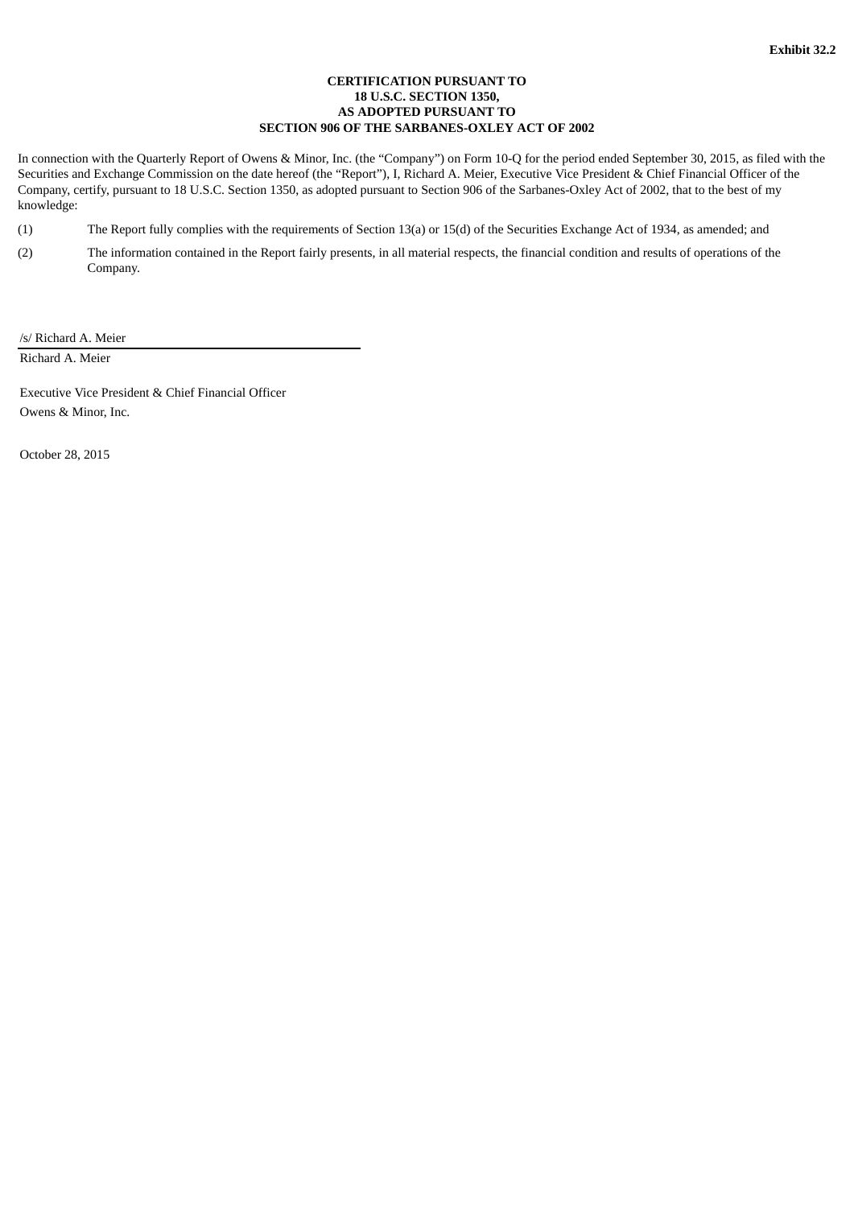**Exhibit 32.2**

**CERTIFICATION PURSUANT TO
18 U.S.C. SECTION 1350,
AS ADOPTED PURSUANT TO
SECTION 906 OF THE SARBANES-OXLEY ACT OF 2002**

In connection with the Quarterly Report of Owens & Minor, Inc. (the "Company") on Form 10-Q for the period ended September 30, 2015, as filed with the Securities and Exchange Commission on the date hereof (the "Report"), I, Richard A. Meier, Executive Vice President & Chief Financial Officer of the Company, certify, pursuant to 18 U.S.C. Section 1350, as adopted pursuant to Section 906 of the Sarbanes-Oxley Act of 2002, that to the best of my knowledge:

(1) The Report fully complies with the requirements of Section 13(a) or 15(d) of the Securities Exchange Act of 1934, as amended; and

(2) The information contained in the Report fairly presents, in all material respects, the financial condition and results of operations of the Company.

/s/ Richard A. Meier

Richard A. Meier

Executive Vice President & Chief Financial Officer
Owens & Minor, Inc.

October 28, 2015